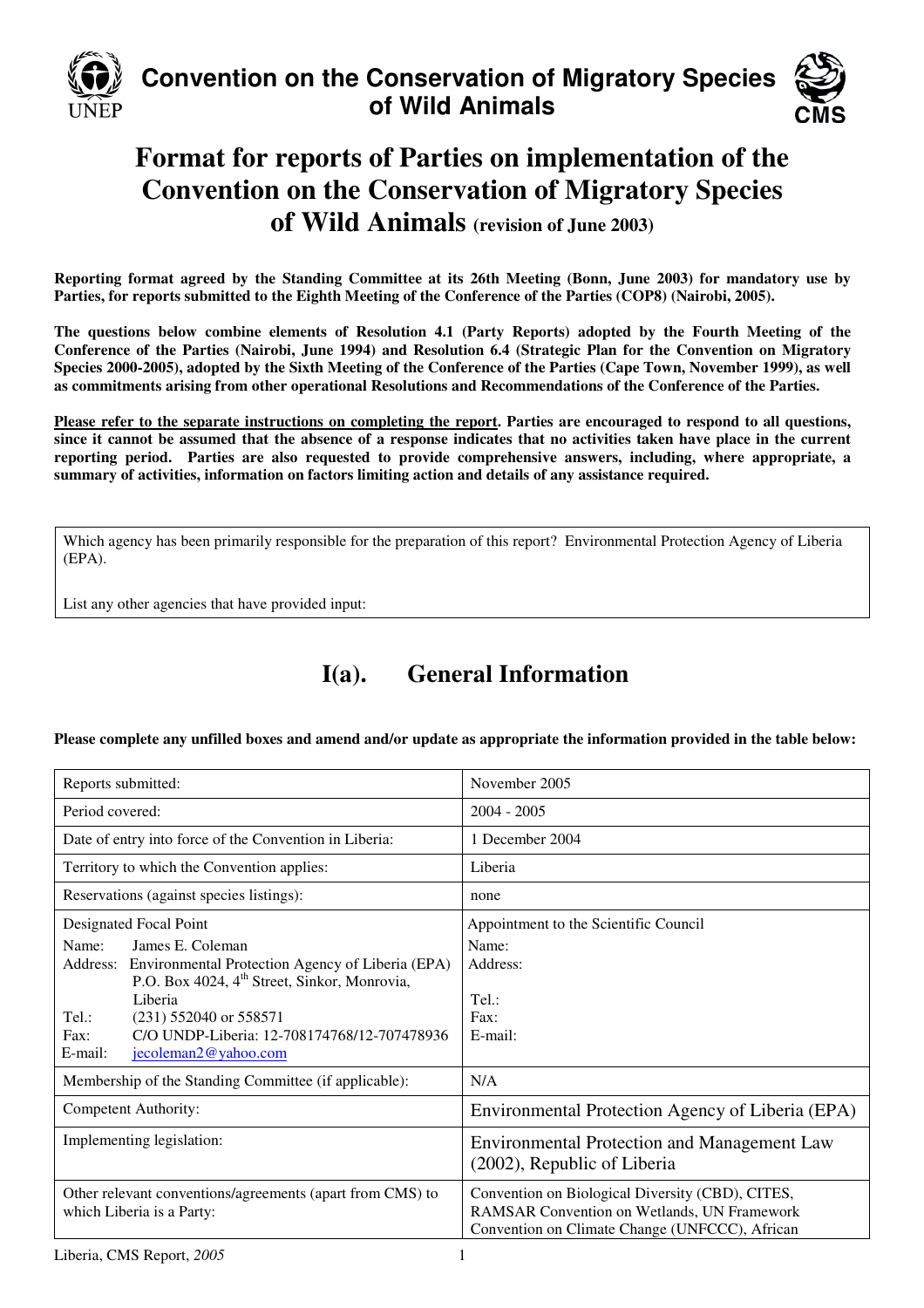# Convention on the Conservation of Migratory Species of Wild Animals

# Format for reports of Parties on implementation of the Convention on the Conservation of Migratory Species of Wild Animals (revision of June 2003)

**Reporting format agreed by the Standing Committee at its 26th Meeting (Bonn, June 2003) for mandatory use by Parties, for reports submitted to the Eighth Meeting of the Conference of the Parties (COP8) (Nairobi, 2005).**

**The questions below combine elements of Resolution 4.1 (Party Reports) adopted by the Fourth Meeting of the Conference of the Parties (Nairobi, June 1994) and Resolution 6.4 (Strategic Plan for the Convention on Migratory Species 2000-2005), adopted by the Sixth Meeting of the Conference of the Parties (Cape Town, November 1999), as well as commitments arising from other operational Resolutions and Recommendations of the Conference of the Parties.**

**Please refer to the separate instructions on completing the report. Parties are encouraged to respond to all questions, since it cannot be assumed that the absence of a response indicates that no activities taken have place in the current reporting period. Parties are also requested to provide comprehensive answers, including, where appropriate, a summary of activities, information on factors limiting action and details of any assistance required.**

Which agency has been primarily responsible for the preparation of this report? Environmental Protection Agency of Liberia (EPA).

List any other agencies that have provided input:

## I(a). General Information

**Please complete any unfilled boxes and amend and/or update as appropriate the information provided in the table below:**

| | |
|---|---|
| Reports submitted: | November 2005 |
| Period covered: | 2004 - 2005 |
| Date of entry into force of the Convention in Liberia: | 1 December 2004 |
| Territory to which the Convention applies: | Liberia |
| Reservations (against species listings): | none |
| Designated Focal Point<br>Name: James E. Coleman<br>Address: Environmental Protection Agency of Liberia (EPA) P.O. Box 4024, 4th Street, Sinkor, Monrovia, Liberia<br>Tel.: (231) 552040 or 558571<br>Fax: C/O UNDP-Liberia: 12-708174768/12-707478936<br>E-mail: jecoleman2@yahoo.com | Appointment to the Scientific Council<br>Name:<br>Address:<br><br>Tel.:<br>Fax:<br>E-mail: |
| Membership of the Standing Committee (if applicable): | N/A |
| Competent Authority: | Environmental Protection Agency of Liberia (EPA) |
| Implementing legislation: | Environmental Protection and Management Law (2002), Republic of Liberia |
| Other relevant conventions/agreements (apart from CMS) to which Liberia is a Party: | Convention on Biological Diversity (CBD), CITES, RAMSAR Convention on Wetlands, UN Framework Convention on Climate Change (UNFCCC), African |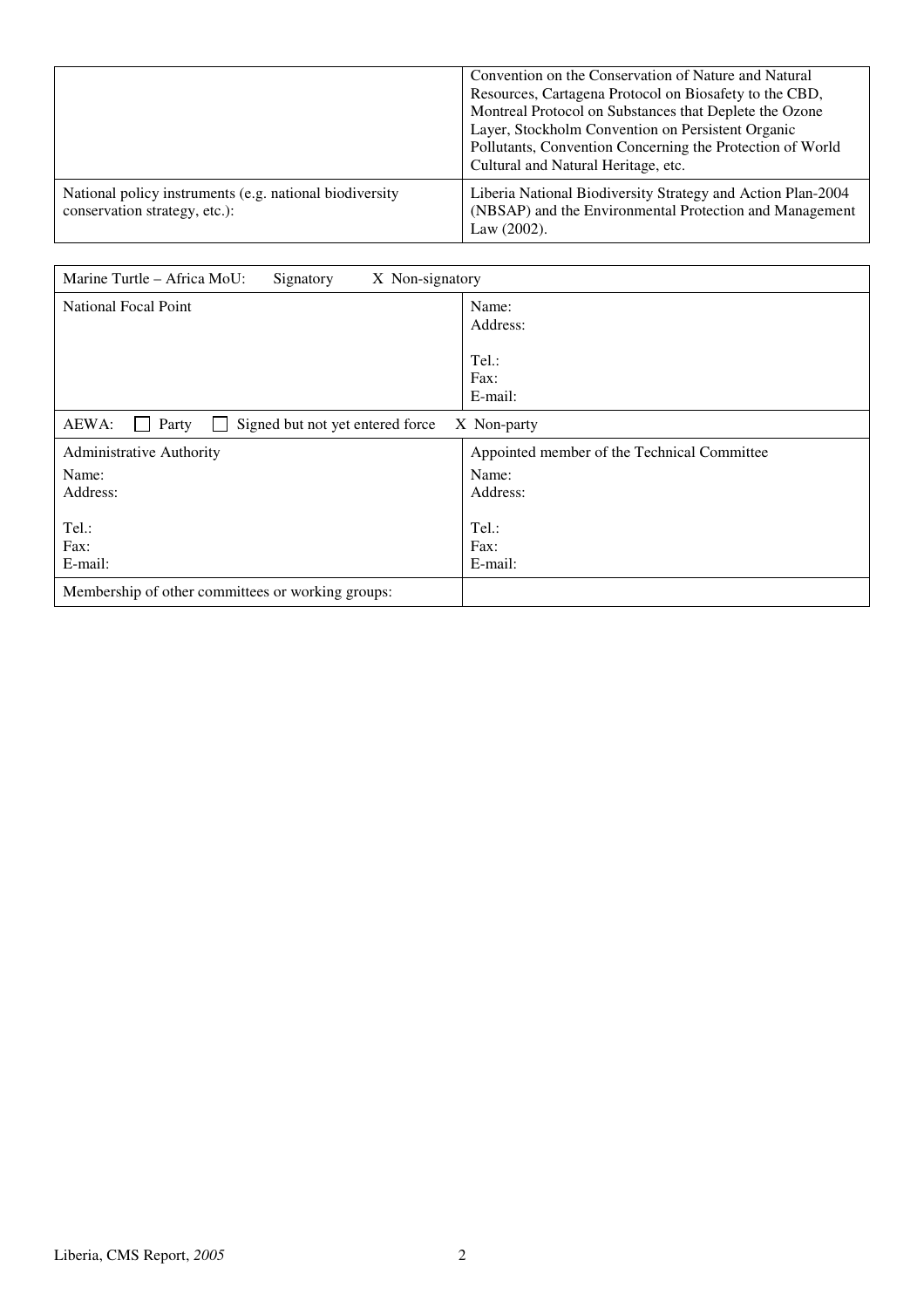|  | Convention on the Conservation of Nature and Natural Resources, Cartagena Protocol on Biosafety to the CBD, Montreal Protocol on Substances that Deplete the Ozone Layer, Stockholm Convention on Persistent Organic Pollutants, Convention Concerning the Protection of World Cultural and Natural Heritage, etc. |
|---|---|
| National policy instruments (e.g. national biodiversity conservation strategy, etc.): | Liberia National Biodiversity Strategy and Action Plan-2004 (NBSAP) and the Environmental Protection and Management Law (2002). |

| Marine Turtle – Africa MoU: Signatory X Non-signatory | |
|---|---|
| National Focal Point | Name:<br>Address:<br><br>Tel.:<br>Fax:<br>E-mail: |
| AEWA: ☐ Party ☐ Signed but not yet entered force X Non-party | |
| Administrative Authority<br>Name:<br>Address:<br><br>Tel.:<br>Fax:<br>E-mail: | Appointed member of the Technical Committee<br>Name:<br>Address:<br><br>Tel.:<br>Fax:<br>E-mail: |
| Membership of other committees or working groups: | |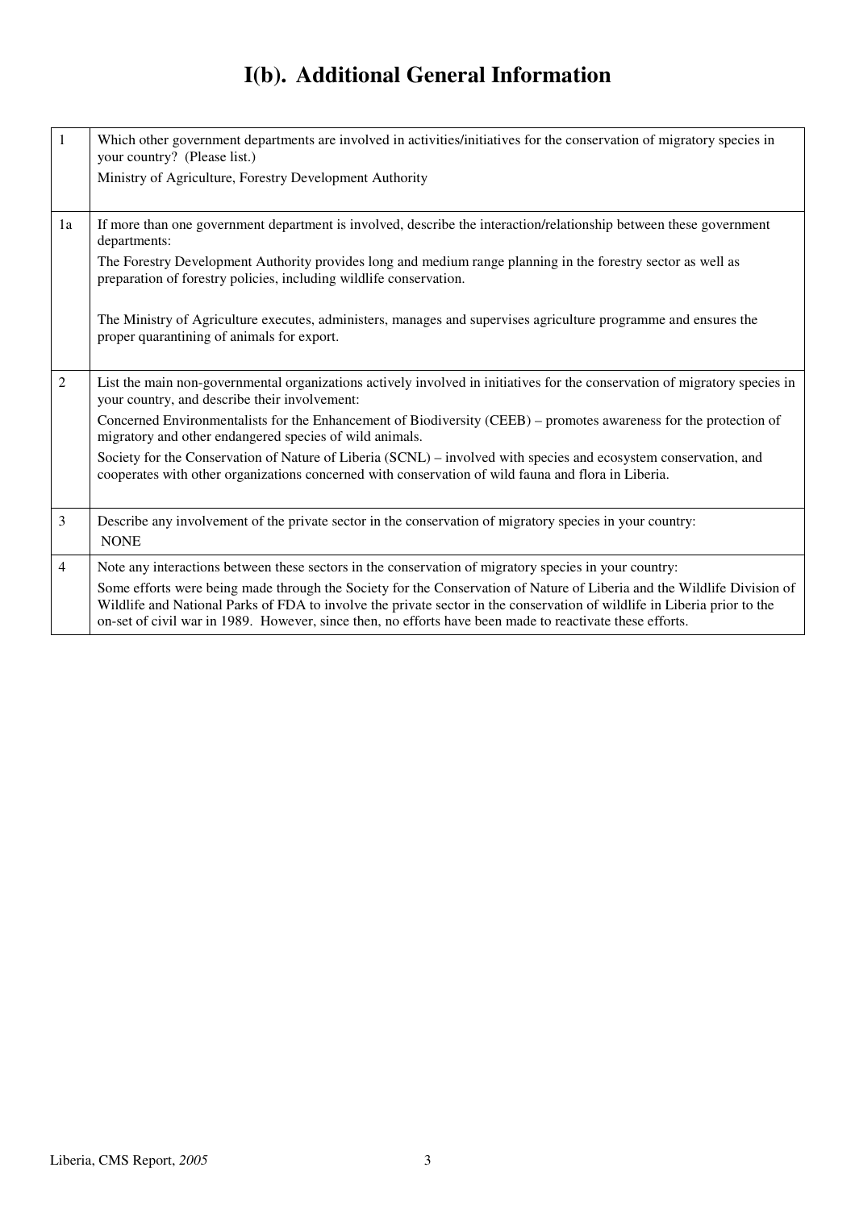# I(b). Additional General Information

| | |
|---|---|
| 1 | Which other government departments are involved in activities/initiatives for the conservation of migratory species in your country? (Please list.)<br>Ministry of Agriculture, Forestry Development Authority |
| 1a | If more than one government department is involved, describe the interaction/relationship between these government departments:<br>The Forestry Development Authority provides long and medium range planning in the forestry sector as well as preparation of forestry policies, including wildlife conservation.<br><br>The Ministry of Agriculture executes, administers, manages and supervises agriculture programme and ensures the proper quarantining of animals for export. |
| 2 | List the main non-governmental organizations actively involved in initiatives for the conservation of migratory species in your country, and describe their involvement:<br>Concerned Environmentalists for the Enhancement of Biodiversity (CEEB) – promotes awareness for the protection of migratory and other endangered species of wild animals.<br>Society for the Conservation of Nature of Liberia (SCNL) – involved with species and ecosystem conservation, and cooperates with other organizations concerned with conservation of wild fauna and flora in Liberia. |
| 3 | Describe any involvement of the private sector in the conservation of migratory species in your country:<br>NONE |
| 4 | Note any interactions between these sectors in the conservation of migratory species in your country:<br>Some efforts were being made through the Society for the Conservation of Nature of Liberia and the Wildlife Division of Wildlife and National Parks of FDA to involve the private sector in the conservation of wildlife in Liberia prior to the on-set of civil war in 1989. However, since then, no efforts have been made to reactivate these efforts. |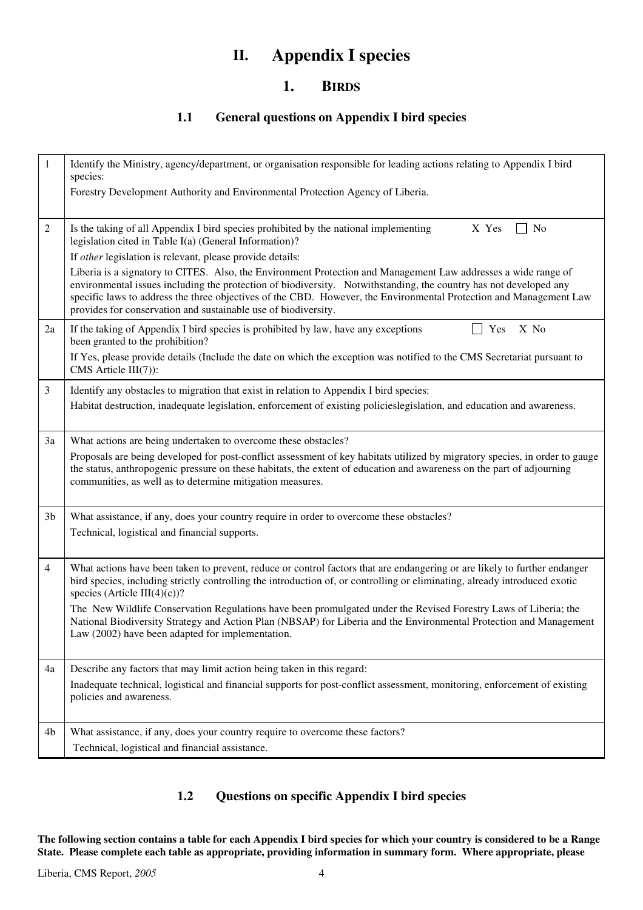# II. Appendix I species

## 1. BIRDS

### 1.1 General questions on Appendix I bird species

| | |
|---|---|
| 1 | Identify the Ministry, agency/department, or organisation responsible for leading actions relating to Appendix I bird species:<br>Forestry Development Authority and Environmental Protection Agency of Liberia. |
| 2 | Is the taking of all Appendix I bird species prohibited by the national implementing legislation cited in Table I(a) (General Information)? X Yes ☐ No<br>If *other* legislation is relevant, please provide details:<br>Liberia is a signatory to CITES. Also, the Environment Protection and Management Law addresses a wide range of environmental issues including the protection of biodiversity. Notwithstanding, the country has not developed any specific laws to address the three objectives of the CBD. However, the Environmental Protection and Management Law provides for conservation and sustainable use of biodiversity. |
| 2a | If the taking of Appendix I bird species is prohibited by law, have any exceptions been granted to the prohibition? ☐ Yes X No<br>If Yes, please provide details (Include the date on which the exception was notified to the CMS Secretariat pursuant to CMS Article III(7)): |
| 3 | Identify any obstacles to migration that exist in relation to Appendix I bird species:<br>Habitat destruction, inadequate legislation, enforcement of existing policieslegislation, and education and awareness. |
| 3a | What actions are being undertaken to overcome these obstacles?<br>Proposals are being developed for post-conflict assessment of key habitats utilized by migratory species, in order to gauge the status, anthropogenic pressure on these habitats, the extent of education and awareness on the part of adjourning communities, as well as to determine mitigation measures. |
| 3b | What assistance, if any, does your country require in order to overcome these obstacles?<br>Technical, logistical and financial supports. |
| 4 | What actions have been taken to prevent, reduce or control factors that are endangering or are likely to further endanger bird species, including strictly controlling the introduction of, or controlling or eliminating, already introduced exotic species (Article III(4)(c))?<br>The New Wildlife Conservation Regulations have been promulgated under the Revised Forestry Laws of Liberia; the National Biodiversity Strategy and Action Plan (NBSAP) for Liberia and the Environmental Protection and Management Law (2002) have been adapted for implementation. |
| 4a | Describe any factors that may limit action being taken in this regard:<br>Inadequate technical, logistical and financial supports for post-conflict assessment, monitoring, enforcement of existing policies and awareness. |
| 4b | What assistance, if any, does your country require to overcome these factors?<br>Technical, logistical and financial assistance. |

### 1.2 Questions on specific Appendix I bird species

**The following section contains a table for each Appendix I bird species for which your country is considered to be a Range State. Please complete each table as appropriate, providing information in summary form. Where appropriate, please**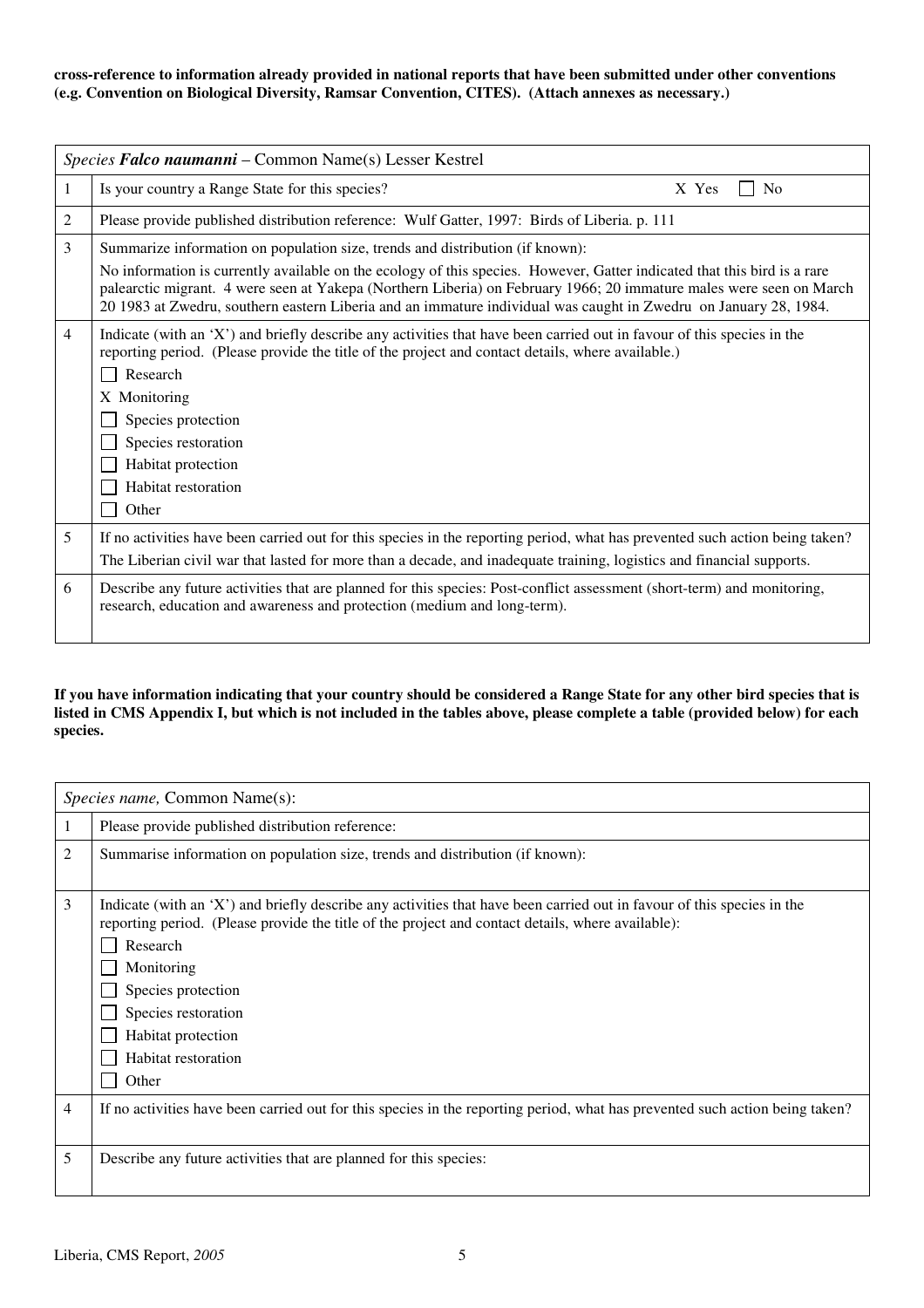**cross-reference to information already provided in national reports that have been submitted under other conventions (e.g. Convention on Biological Diversity, Ramsar Convention, CITES). (Attach annexes as necessary.)**

| *Species* ***Falco naumanni*** – Common Name(s) Lesser Kestrel | |
|---|---|
| 1 | Is your country a Range State for this species? X Yes ☐ No |
| 2 | Please provide published distribution reference: Wulf Gatter, 1997: Birds of Liberia. p. 111 |
| 3 | Summarize information on population size, trends and distribution (if known):<br>No information is currently available on the ecology of this species. However, Gatter indicated that this bird is a rare palearctic migrant. 4 were seen at Yakepa (Northern Liberia) on February 1966; 20 immature males were seen on March 20 1983 at Zwedru, southern eastern Liberia and an immature individual was caught in Zwedru on January 28, 1984. |
| 4 | Indicate (with an 'X') and briefly describe any activities that have been carried out in favour of this species in the reporting period. (Please provide the title of the project and contact details, where available.)<br>☐ Research<br>X Monitoring<br>☐ Species protection<br>☐ Species restoration<br>☐ Habitat protection<br>☐ Habitat restoration<br>☐ Other |
| 5 | If no activities have been carried out for this species in the reporting period, what has prevented such action being taken?<br>The Liberian civil war that lasted for more than a decade, and inadequate training, logistics and financial supports. |
| 6 | Describe any future activities that are planned for this species: Post-conflict assessment (short-term) and monitoring, research, education and awareness and protection (medium and long-term). |

**If you have information indicating that your country should be considered a Range State for any other bird species that is listed in CMS Appendix I, but which is not included in the tables above, please complete a table (provided below) for each species.**

| *Species name,* Common Name(s): | |
|---|---|
| 1 | Please provide published distribution reference: |
| 2 | Summarise information on population size, trends and distribution (if known): |
| 3 | Indicate (with an 'X') and briefly describe any activities that have been carried out in favour of this species in the reporting period. (Please provide the title of the project and contact details, where available):<br>☐ Research<br>☐ Monitoring<br>☐ Species protection<br>☐ Species restoration<br>☐ Habitat protection<br>☐ Habitat restoration<br>☐ Other |
| 4 | If no activities have been carried out for this species in the reporting period, what has prevented such action being taken? |
| 5 | Describe any future activities that are planned for this species: |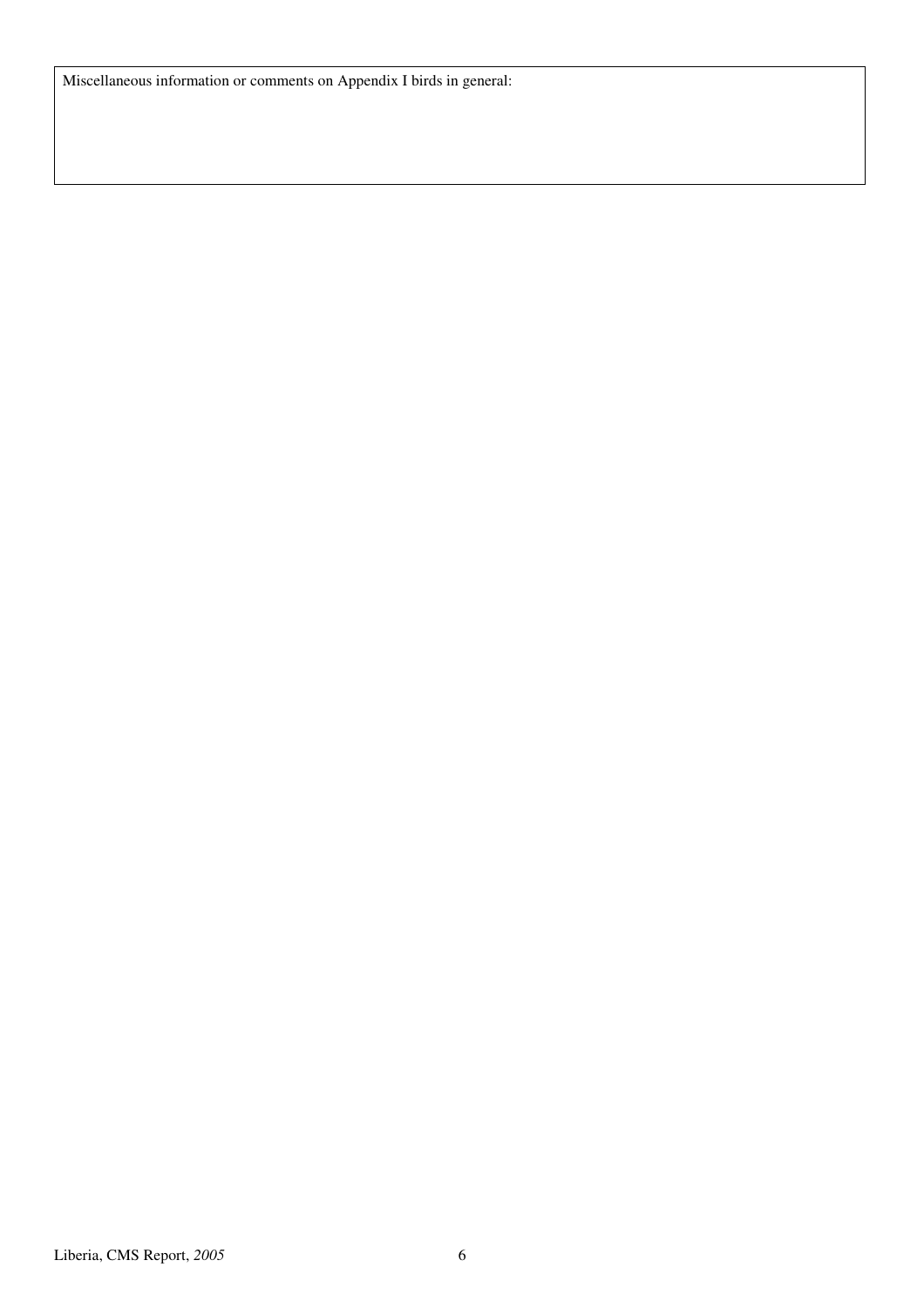| Miscellaneous information or comments on Appendix I birds in general: |
| --- |
| |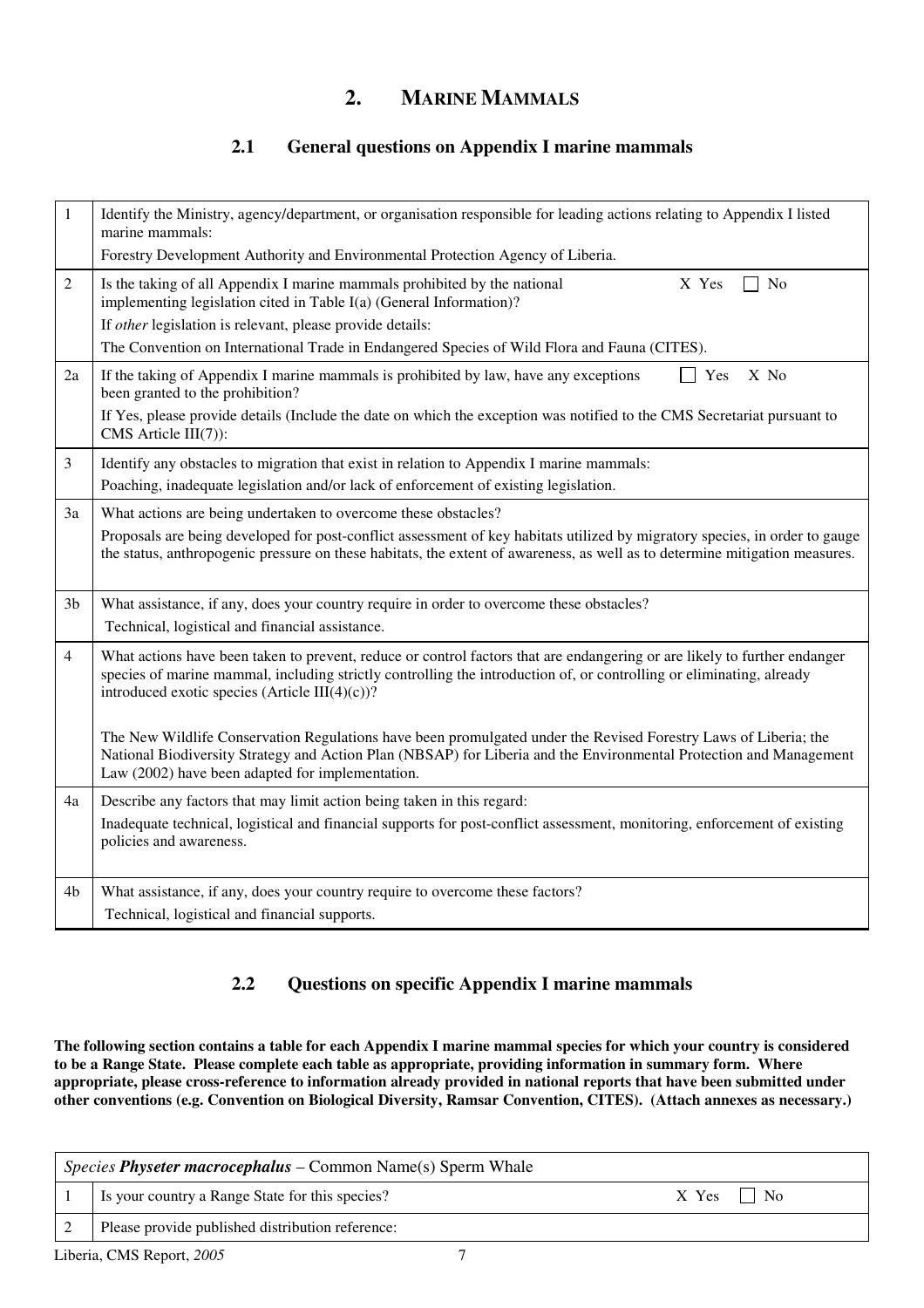## 2. MARINE MAMMALS

### 2.1 General questions on Appendix I marine mammals

| | |
|---|---|
| 1 | Identify the Ministry, agency/department, or organisation responsible for leading actions relating to Appendix I listed marine mammals:<br>Forestry Development Authority and Environmental Protection Agency of Liberia. |
| 2 | Is the taking of all Appendix I marine mammals prohibited by the national implementing legislation cited in Table I(a) (General Information)? X Yes ☐ No<br>If *other* legislation is relevant, please provide details:<br>The Convention on International Trade in Endangered Species of Wild Flora and Fauna (CITES). |
| 2a | If the taking of Appendix I marine mammals is prohibited by law, have any exceptions been granted to the prohibition? ☐ Yes X No<br>If Yes, please provide details (Include the date on which the exception was notified to the CMS Secretariat pursuant to CMS Article III(7)): |
| 3 | Identify any obstacles to migration that exist in relation to Appendix I marine mammals:<br>Poaching, inadequate legislation and/or lack of enforcement of existing legislation. |
| 3a | What actions are being undertaken to overcome these obstacles?<br>Proposals are being developed for post-conflict assessment of key habitats utilized by migratory species, in order to gauge the status, anthropogenic pressure on these habitats, the extent of awareness, as well as to determine mitigation measures. |
| 3b | What assistance, if any, does your country require in order to overcome these obstacles?<br>Technical, logistical and financial assistance. |
| 4 | What actions have been taken to prevent, reduce or control factors that are endangering or are likely to further endanger species of marine mammal, including strictly controlling the introduction of, or controlling or eliminating, already introduced exotic species (Article III(4)(c))?<br><br>The New Wildlife Conservation Regulations have been promulgated under the Revised Forestry Laws of Liberia; the National Biodiversity Strategy and Action Plan (NBSAP) for Liberia and the Environmental Protection and Management Law (2002) have been adapted for implementation. |
| 4a | Describe any factors that may limit action being taken in this regard:<br>Inadequate technical, logistical and financial supports for post-conflict assessment, monitoring, enforcement of existing policies and awareness. |
| 4b | What assistance, if any, does your country require to overcome these factors?<br>Technical, logistical and financial supports. |

### 2.2 Questions on specific Appendix I marine mammals

**The following section contains a table for each Appendix I marine mammal species for which your country is considered to be a Range State. Please complete each table as appropriate, providing information in summary form. Where appropriate, please cross-reference to information already provided in national reports that have been submitted under other conventions (e.g. Convention on Biological Diversity, Ramsar Convention, CITES). (Attach annexes as necessary.)**

| *Species* ***Physeter macrocephalus*** – Common Name(s) Sperm Whale | |
|---|---|
| 1 | Is your country a Range State for this species? X Yes ☐ No |
| 2 | Please provide published distribution reference: |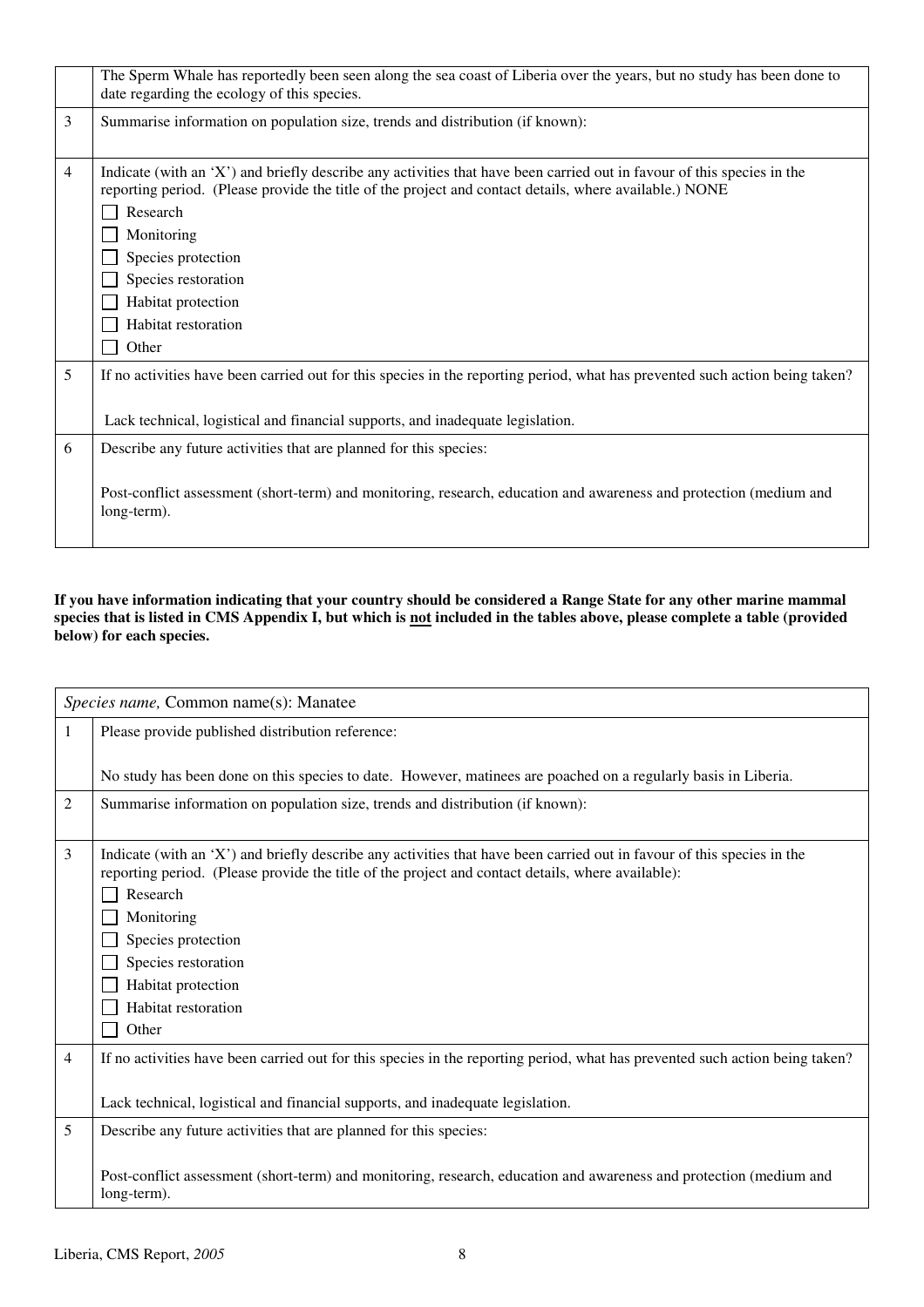| | |
|---|---|
| | The Sperm Whale has reportedly been seen along the sea coast of Liberia over the years, but no study has been done to date regarding the ecology of this species. |
| 3 | Summarise information on population size, trends and distribution (if known): |
| 4 | Indicate (with an 'X') and briefly describe any activities that have been carried out in favour of this species in the reporting period. (Please provide the title of the project and contact details, where available.) NONE<br>☐ Research<br>☐ Monitoring<br>☐ Species protection<br>☐ Species restoration<br>☐ Habitat protection<br>☐ Habitat restoration<br>☐ Other |
| 5 | If no activities have been carried out for this species in the reporting period, what has prevented such action being taken?<br><br>Lack technical, logistical and financial supports, and inadequate legislation. |
| 6 | Describe any future activities that are planned for this species:<br><br>Post-conflict assessment (short-term) and monitoring, research, education and awareness and protection (medium and long-term). |

**If you have information indicating that your country should be considered a Range State for any other marine mammal species that is listed in CMS Appendix I, but which is not included in the tables above, please complete a table (provided below) for each species.**

| *Species name,* Common name(s): Manatee | |
|---|---|
| 1 | Please provide published distribution reference:<br><br>No study has been done on this species to date. However, matinees are poached on a regularly basis in Liberia. |
| 2 | Summarise information on population size, trends and distribution (if known): |
| 3 | Indicate (with an 'X') and briefly describe any activities that have been carried out in favour of this species in the reporting period. (Please provide the title of the project and contact details, where available):<br>☐ Research<br>☐ Monitoring<br>☐ Species protection<br>☐ Species restoration<br>☐ Habitat protection<br>☐ Habitat restoration<br>☐ Other |
| 4 | If no activities have been carried out for this species in the reporting period, what has prevented such action being taken?<br><br>Lack technical, logistical and financial supports, and inadequate legislation. |
| 5 | Describe any future activities that are planned for this species:<br><br>Post-conflict assessment (short-term) and monitoring, research, education and awareness and protection (medium and long-term). |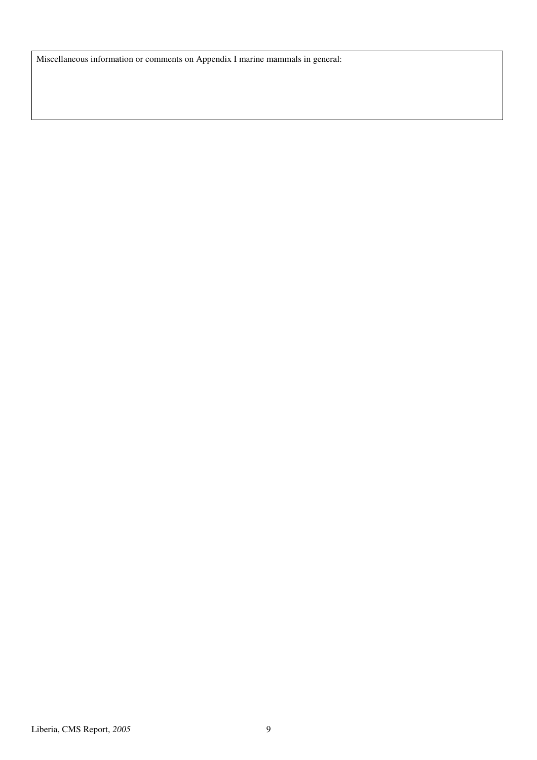| Miscellaneous information or comments on Appendix I marine mammals in general: |
| --- |
| |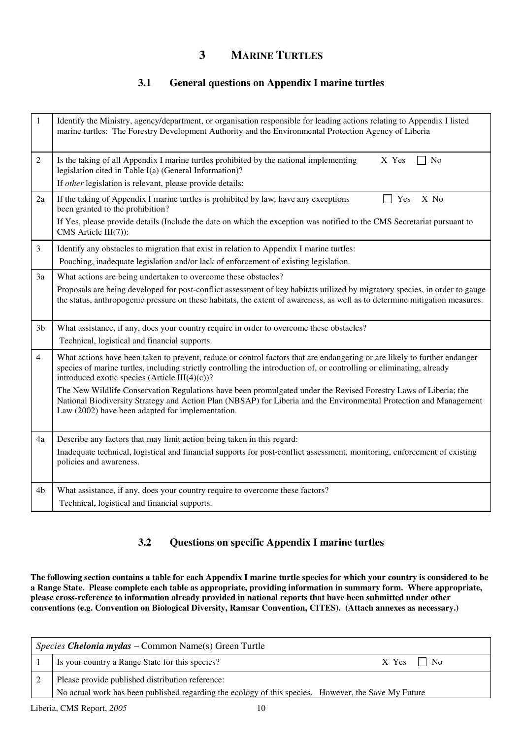# 3 MARINE TURTLES

## 3.1 General questions on Appendix I marine turtles

| | |
|---|---|
| 1 | Identify the Ministry, agency/department, or organisation responsible for leading actions relating to Appendix I listed marine turtles: The Forestry Development Authority and the Environmental Protection Agency of Liberia |
| 2 | Is the taking of all Appendix I marine turtles prohibited by the national implementing legislation cited in Table I(a) (General Information)? X Yes ☐ No<br>If *other* legislation is relevant, please provide details: |
| 2a | If the taking of Appendix I marine turtles is prohibited by law, have any exceptions been granted to the prohibition? ☐ Yes X No<br>If Yes, please provide details (Include the date on which the exception was notified to the CMS Secretariat pursuant to CMS Article III(7)): |
| 3 | Identify any obstacles to migration that exist in relation to Appendix I marine turtles:<br>Poaching, inadequate legislation and/or lack of enforcement of existing legislation. |
| 3a | What actions are being undertaken to overcome these obstacles?<br>Proposals are being developed for post-conflict assessment of key habitats utilized by migratory species, in order to gauge the status, anthropogenic pressure on these habitats, the extent of awareness, as well as to determine mitigation measures. |
| 3b | What assistance, if any, does your country require in order to overcome these obstacles?<br>Technical, logistical and financial supports. |
| 4 | What actions have been taken to prevent, reduce or control factors that are endangering or are likely to further endanger species of marine turtles, including strictly controlling the introduction of, or controlling or eliminating, already introduced exotic species (Article III(4)(c))?<br>The New Wildlife Conservation Regulations have been promulgated under the Revised Forestry Laws of Liberia; the National Biodiversity Strategy and Action Plan (NBSAP) for Liberia and the Environmental Protection and Management Law (2002) have been adapted for implementation. |
| 4a | Describe any factors that may limit action being taken in this regard:<br>Inadequate technical, logistical and financial supports for post-conflict assessment, monitoring, enforcement of existing policies and awareness. |
| 4b | What assistance, if any, does your country require to overcome these factors?<br>Technical, logistical and financial supports. |

## 3.2 Questions on specific Appendix I marine turtles

**The following section contains a table for each Appendix I marine turtle species for which your country is considered to be a Range State. Please complete each table as appropriate, providing information in summary form. Where appropriate, please cross-reference to information already provided in national reports that have been submitted under other conventions (e.g. Convention on Biological Diversity, Ramsar Convention, CITES). (Attach annexes as necessary.)**

| *Species* ***Chelonia mydas*** – Common Name(s) Green Turtle | |
|---|---|
| 1 | Is your country a Range State for this species? X Yes ☐ No |
| 2 | Please provide published distribution reference:<br>No actual work has been published regarding the ecology of this species. However, the Save My Future |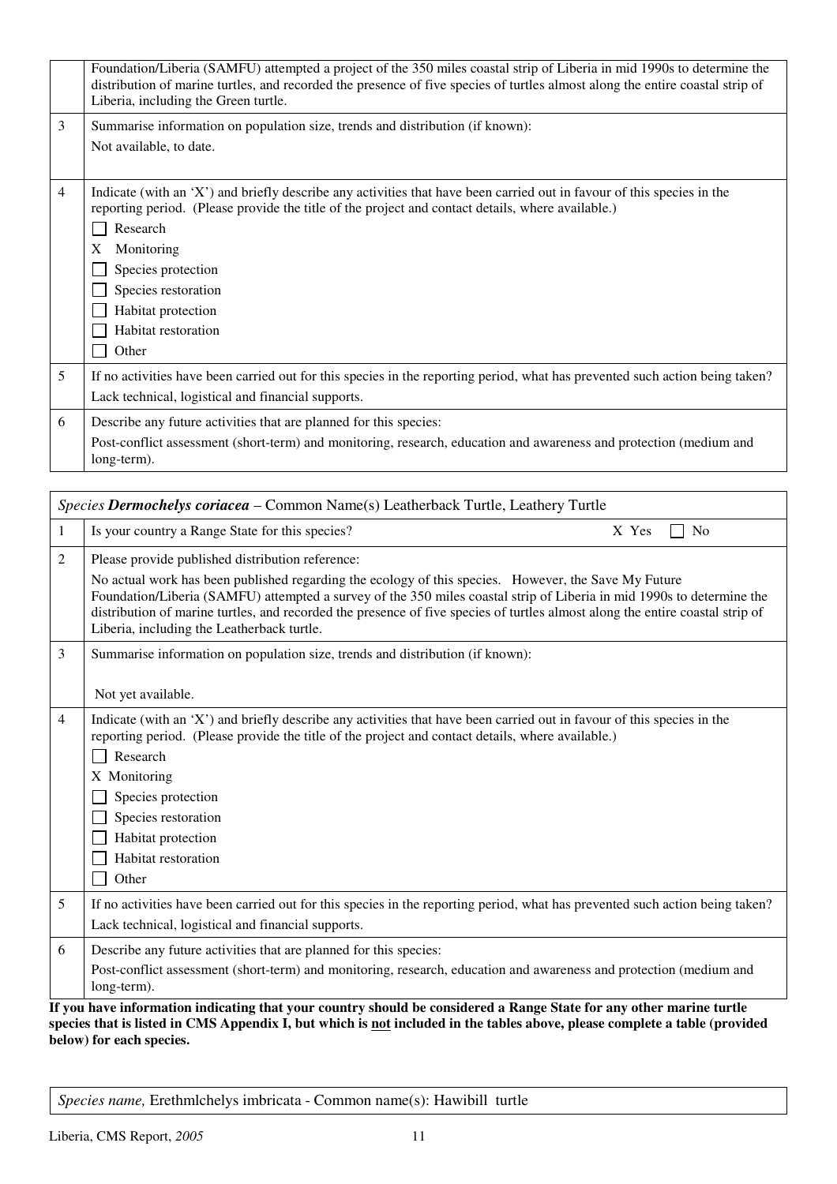| | |
|---|---|
| | Foundation/Liberia (SAMFU) attempted a project of the 350 miles coastal strip of Liberia in mid 1990s to determine the distribution of marine turtles, and recorded the presence of five species of turtles almost along the entire coastal strip of Liberia, including the Green turtle. |
| 3 | Summarise information on population size, trends and distribution (if known):<br>Not available, to date. |
| 4 | Indicate (with an 'X') and briefly describe any activities that have been carried out in favour of this species in the reporting period. (Please provide the title of the project and contact details, where available.)<br>☐ Research<br>X Monitoring<br>☐ Species protection<br>☐ Species restoration<br>☐ Habitat protection<br>☐ Habitat restoration<br>☐ Other |
| 5 | If no activities have been carried out for this species in the reporting period, what has prevented such action being taken?<br>Lack technical, logistical and financial supports. |
| 6 | Describe any future activities that are planned for this species:<br>Post-conflict assessment (short-term) and monitoring, research, education and awareness and protection (medium and long-term). |

| *Species* ***Dermochelys coriacea*** – Common Name(s) Leatherback Turtle, Leathery Turtle | |
|---|---|
| 1 | Is your country a Range State for this species? X Yes ☐ No |
| 2 | Please provide published distribution reference:<br>No actual work has been published regarding the ecology of this species. However, the Save My Future Foundation/Liberia (SAMFU) attempted a survey of the 350 miles coastal strip of Liberia in mid 1990s to determine the distribution of marine turtles, and recorded the presence of five species of turtles almost along the entire coastal strip of Liberia, including the Leatherback turtle. |
| 3 | Summarise information on population size, trends and distribution (if known):<br>Not yet available. |
| 4 | Indicate (with an 'X') and briefly describe any activities that have been carried out in favour of this species in the reporting period. (Please provide the title of the project and contact details, where available.)<br>☐ Research<br>X Monitoring<br>☐ Species protection<br>☐ Species restoration<br>☐ Habitat protection<br>☐ Habitat restoration<br>☐ Other |
| 5 | If no activities have been carried out for this species in the reporting period, what has prevented such action being taken?<br>Lack technical, logistical and financial supports. |
| 6 | Describe any future activities that are planned for this species:<br>Post-conflict assessment (short-term) and monitoring, research, education and awareness and protection (medium and long-term). |

**If you have information indicating that your country should be considered a Range State for any other marine turtle species that is listed in CMS Appendix I, but which is not included in the tables above, please complete a table (provided below) for each species.**

| *Species name,* Erethmlchelys imbricata - Common name(s): Hawibill turtle |
|---|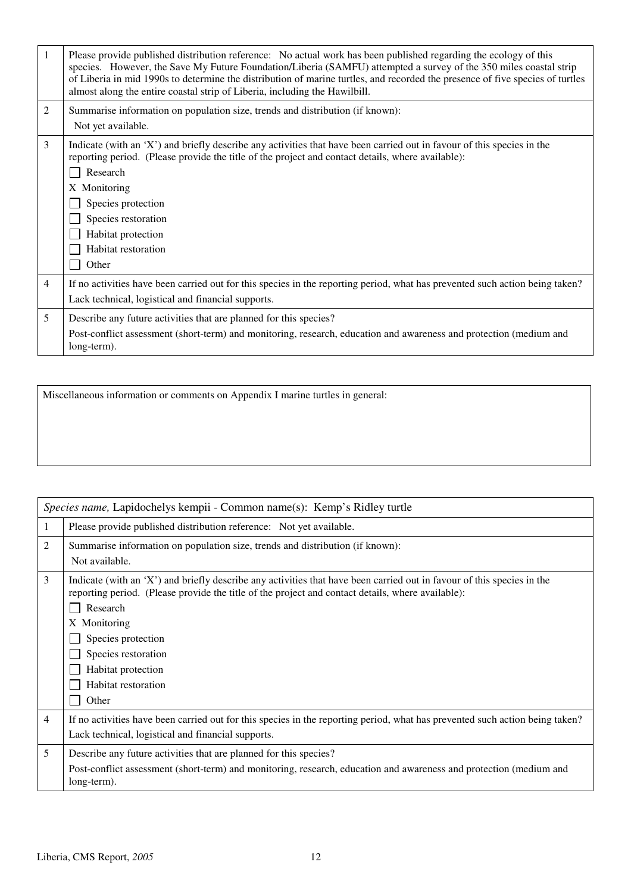| | |
|---|---|
| 1 | Please provide published distribution reference: No actual work has been published regarding the ecology of this species. However, the Save My Future Foundation/Liberia (SAMFU) attempted a survey of the 350 miles coastal strip of Liberia in mid 1990s to determine the distribution of marine turtles, and recorded the presence of five species of turtles almost along the entire coastal strip of Liberia, including the Hawilbill. |
| 2 | Summarise information on population size, trends and distribution (if known):<br>Not yet available. |
| 3 | Indicate (with an 'X') and briefly describe any activities that have been carried out in favour of this species in the reporting period. (Please provide the title of the project and contact details, where available):<br>☐ Research<br>X Monitoring<br>☐ Species protection<br>☐ Species restoration<br>☐ Habitat protection<br>☐ Habitat restoration<br>☐ Other |
| 4 | If no activities have been carried out for this species in the reporting period, what has prevented such action being taken?<br>Lack technical, logistical and financial supports. |
| 5 | Describe any future activities that are planned for this species?<br>Post-conflict assessment (short-term) and monitoring, research, education and awareness and protection (medium and long-term). |

| Miscellaneous information or comments on Appendix I marine turtles in general: |
|---|
| |

| *Species name,* Lapidochelys kempii - Common name(s): Kemp's Ridley turtle | |
|---|---|
| 1 | Please provide published distribution reference: Not yet available. |
| 2 | Summarise information on population size, trends and distribution (if known):<br>Not available. |
| 3 | Indicate (with an 'X') and briefly describe any activities that have been carried out in favour of this species in the reporting period. (Please provide the title of the project and contact details, where available):<br>☐ Research<br>X Monitoring<br>☐ Species protection<br>☐ Species restoration<br>☐ Habitat protection<br>☐ Habitat restoration<br>☐ Other |
| 4 | If no activities have been carried out for this species in the reporting period, what has prevented such action being taken?<br>Lack technical, logistical and financial supports. |
| 5 | Describe any future activities that are planned for this species?<br>Post-conflict assessment (short-term) and monitoring, research, education and awareness and protection (medium and long-term). |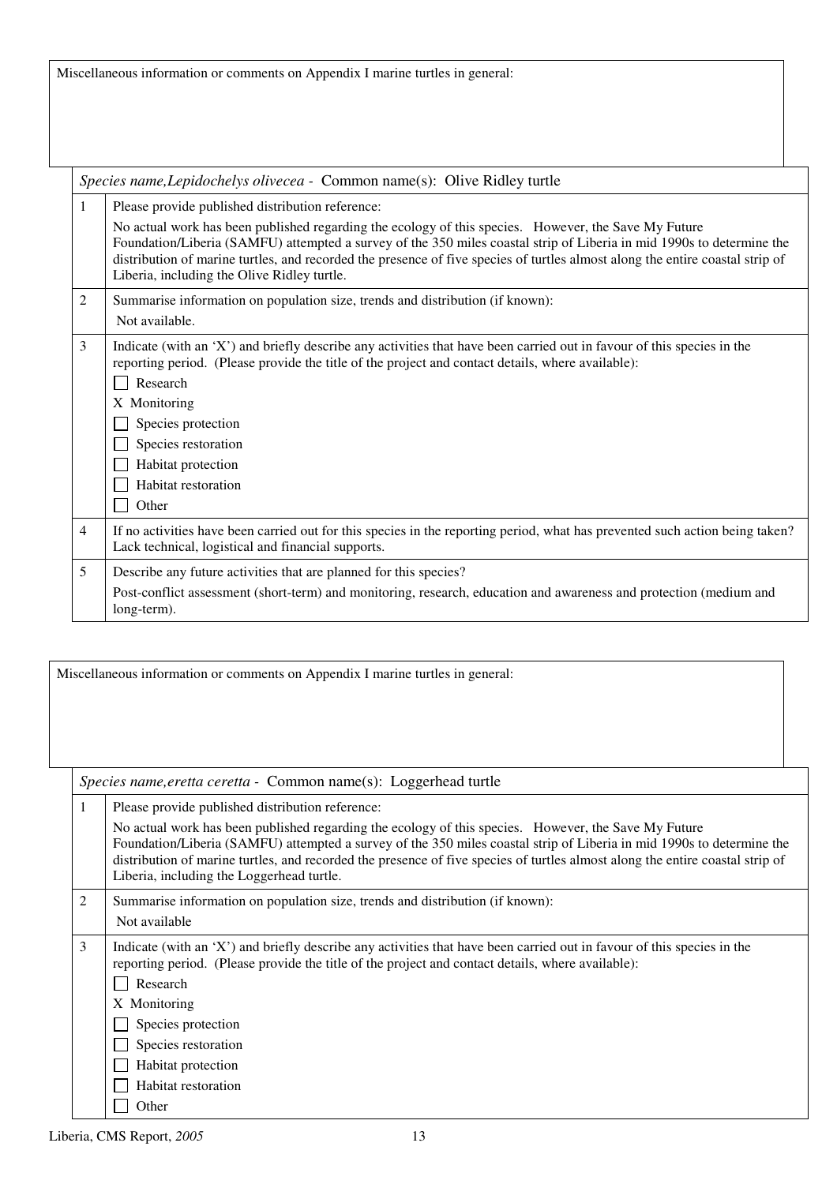Miscellaneous information or comments on Appendix I marine turtles in general:

| *Species name,Lepidochelys olivecea* - Common name(s): Olive Ridley turtle | |
|---|---|
| 1 | Please provide published distribution reference:<br>No actual work has been published regarding the ecology of this species. However, the Save My Future Foundation/Liberia (SAMFU) attempted a survey of the 350 miles coastal strip of Liberia in mid 1990s to determine the distribution of marine turtles, and recorded the presence of five species of turtles almost along the entire coastal strip of Liberia, including the Olive Ridley turtle. |
| 2 | Summarise information on population size, trends and distribution (if known):<br>Not available. |
| 3 | Indicate (with an 'X') and briefly describe any activities that have been carried out in favour of this species in the reporting period. (Please provide the title of the project and contact details, where available):<br>☐ Research<br>X Monitoring<br>☐ Species protection<br>☐ Species restoration<br>☐ Habitat protection<br>☐ Habitat restoration<br>☐ Other |
| 4 | If no activities have been carried out for this species in the reporting period, what has prevented such action being taken? Lack technical, logistical and financial supports. |
| 5 | Describe any future activities that are planned for this species?<br>Post-conflict assessment (short-term) and monitoring, research, education and awareness and protection (medium and long-term). |

Miscellaneous information or comments on Appendix I marine turtles in general:

| *Species name,eretta ceretta* - Common name(s): Loggerhead turtle | |
|---|---|
| 1 | Please provide published distribution reference:<br>No actual work has been published regarding the ecology of this species. However, the Save My Future Foundation/Liberia (SAMFU) attempted a survey of the 350 miles coastal strip of Liberia in mid 1990s to determine the distribution of marine turtles, and recorded the presence of five species of turtles almost along the entire coastal strip of Liberia, including the Loggerhead turtle. |
| 2 | Summarise information on population size, trends and distribution (if known):<br>Not available |
| 3 | Indicate (with an 'X') and briefly describe any activities that have been carried out in favour of this species in the reporting period. (Please provide the title of the project and contact details, where available):<br>☐ Research<br>X Monitoring<br>☐ Species protection<br>☐ Species restoration<br>☐ Habitat protection<br>☐ Habitat restoration<br>☐ Other |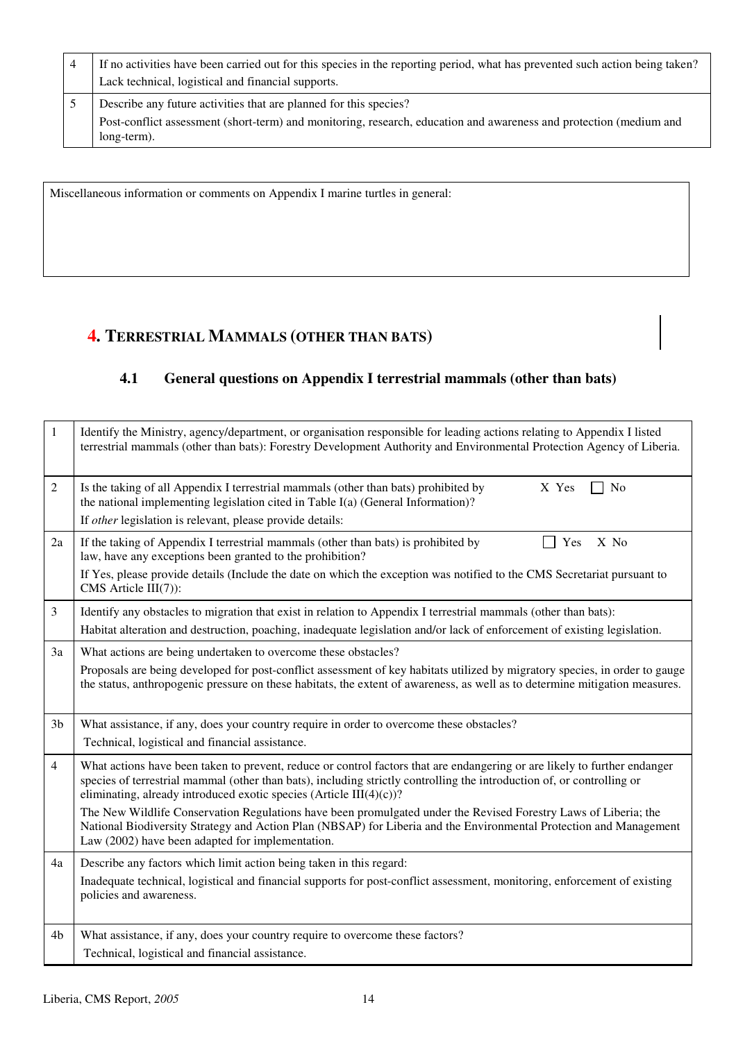| | |
|---|---|
| 4 | If no activities have been carried out for this species in the reporting period, what has prevented such action being taken?<br>Lack technical, logistical and financial supports. |
| 5 | Describe any future activities that are planned for this species?<br>Post-conflict assessment (short-term) and monitoring, research, education and awareness and protection (medium and long-term). |

| Miscellaneous information or comments on Appendix I marine turtles in general: |
|---|
| |

## 4. TERRESTRIAL MAMMALS (OTHER THAN BATS)

### 4.1 General questions on Appendix I terrestrial mammals (other than bats)

| | |
|---|---|
| 1 | Identify the Ministry, agency/department, or organisation responsible for leading actions relating to Appendix I listed terrestrial mammals (other than bats): Forestry Development Authority and Environmental Protection Agency of Liberia. |
| 2 | Is the taking of all Appendix I terrestrial mammals (other than bats) prohibited by the national implementing legislation cited in Table I(a) (General Information)? X Yes ☐ No<br>If *other* legislation is relevant, please provide details: |
| 2a | If the taking of Appendix I terrestrial mammals (other than bats) is prohibited by law, have any exceptions been granted to the prohibition? ☐ Yes X No<br>If Yes, please provide details (Include the date on which the exception was notified to the CMS Secretariat pursuant to CMS Article III(7)): |
| 3 | Identify any obstacles to migration that exist in relation to Appendix I terrestrial mammals (other than bats):<br>Habitat alteration and destruction, poaching, inadequate legislation and/or lack of enforcement of existing legislation. |
| 3a | What actions are being undertaken to overcome these obstacles?<br>Proposals are being developed for post-conflict assessment of key habitats utilized by migratory species, in order to gauge the status, anthropogenic pressure on these habitats, the extent of awareness, as well as to determine mitigation measures. |
| 3b | What assistance, if any, does your country require in order to overcome these obstacles?<br>Technical, logistical and financial assistance. |
| 4 | What actions have been taken to prevent, reduce or control factors that are endangering or are likely to further endanger species of terrestrial mammal (other than bats), including strictly controlling the introduction of, or controlling or eliminating, already introduced exotic species (Article III(4)(c))?<br>The New Wildlife Conservation Regulations have been promulgated under the Revised Forestry Laws of Liberia; the National Biodiversity Strategy and Action Plan (NBSAP) for Liberia and the Environmental Protection and Management Law (2002) have been adapted for implementation. |
| 4a | Describe any factors which limit action being taken in this regard:<br>Inadequate technical, logistical and financial supports for post-conflict assessment, monitoring, enforcement of existing policies and awareness. |
| 4b | What assistance, if any, does your country require to overcome these factors?<br>Technical, logistical and financial assistance. |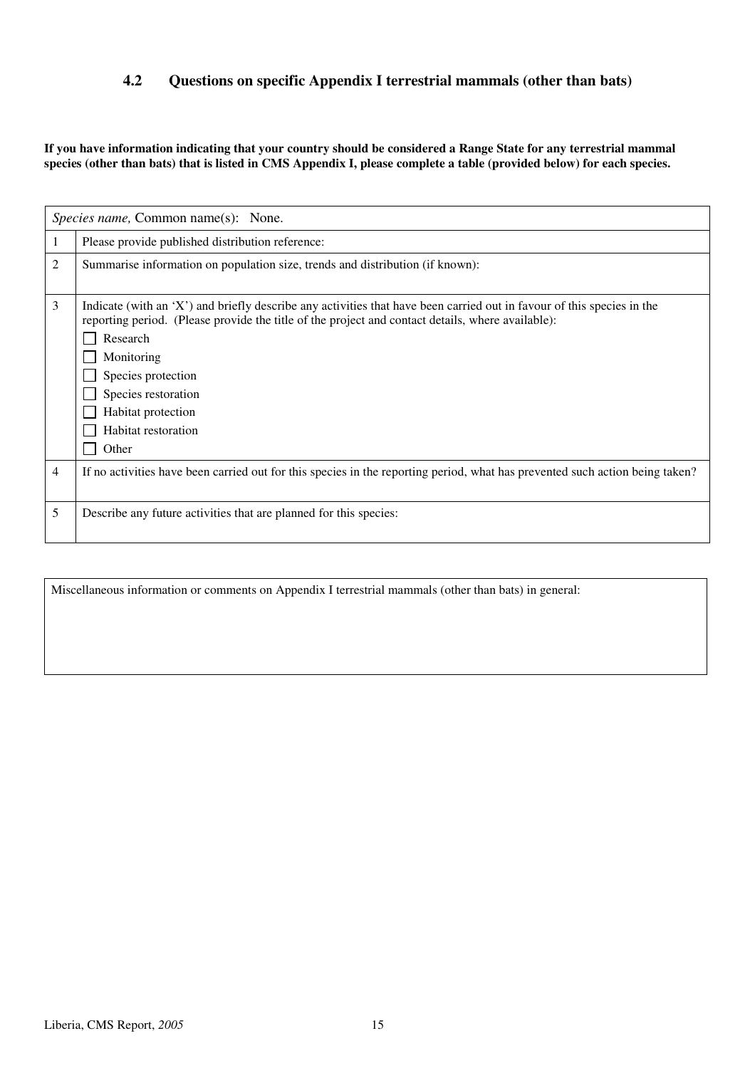### 4.2 Questions on specific Appendix I terrestrial mammals (other than bats)

**If you have information indicating that your country should be considered a Range State for any terrestrial mammal species (other than bats) that is listed in CMS Appendix I, please complete a table (provided below) for each species.**

| *Species name,* Common name(s): None. | |
|---|---|
| 1 | Please provide published distribution reference: |
| 2 | Summarise information on population size, trends and distribution (if known): |
| 3 | Indicate (with an 'X') and briefly describe any activities that have been carried out in favour of this species in the reporting period. (Please provide the title of the project and contact details, where available):<br>☐ Research<br>☐ Monitoring<br>☐ Species protection<br>☐ Species restoration<br>☐ Habitat protection<br>☐ Habitat restoration<br>☐ Other |
| 4 | If no activities have been carried out for this species in the reporting period, what has prevented such action being taken? |
| 5 | Describe any future activities that are planned for this species: |

| Miscellaneous information or comments on Appendix I terrestrial mammals (other than bats) in general: |
|---|
| |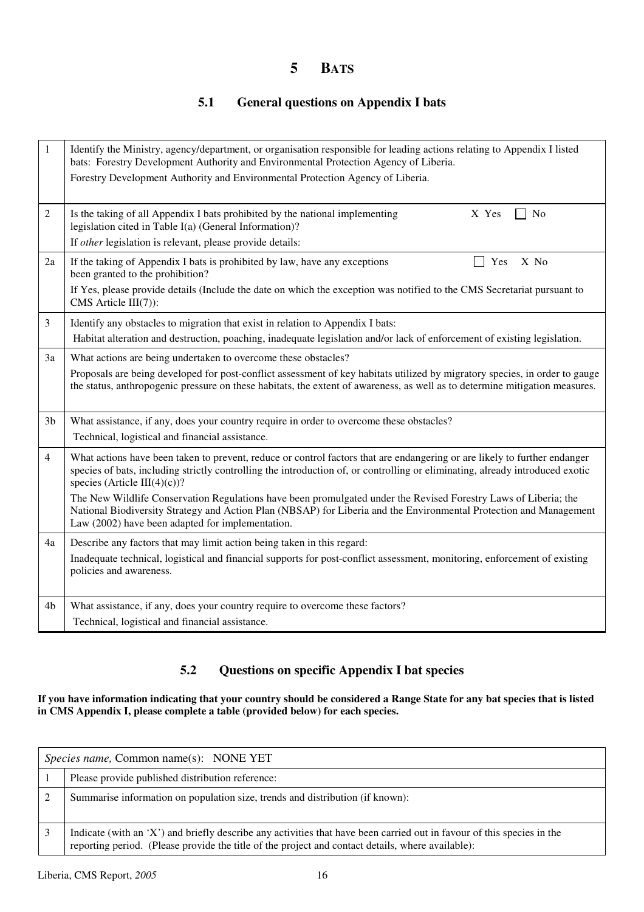# 5 BATS

## 5.1 General questions on Appendix I bats

| | |
|---|---|
| 1 | Identify the Ministry, agency/department, or organisation responsible for leading actions relating to Appendix I listed bats: Forestry Development Authority and Environmental Protection Agency of Liberia.<br>Forestry Development Authority and Environmental Protection Agency of Liberia. |
| 2 | Is the taking of all Appendix I bats prohibited by the national implementing legislation cited in Table I(a) (General Information)? X Yes ☐ No<br>If *other* legislation is relevant, please provide details: |
| 2a | If the taking of Appendix I bats is prohibited by law, have any exceptions been granted to the prohibition? ☐ Yes X No<br>If Yes, please provide details (Include the date on which the exception was notified to the CMS Secretariat pursuant to CMS Article III(7)): |
| 3 | Identify any obstacles to migration that exist in relation to Appendix I bats:<br>Habitat alteration and destruction, poaching, inadequate legislation and/or lack of enforcement of existing legislation. |
| 3a | What actions are being undertaken to overcome these obstacles?<br>Proposals are being developed for post-conflict assessment of key habitats utilized by migratory species, in order to gauge the status, anthropogenic pressure on these habitats, the extent of awareness, as well as to determine mitigation measures. |
| 3b | What assistance, if any, does your country require in order to overcome these obstacles?<br>Technical, logistical and financial assistance. |
| 4 | What actions have been taken to prevent, reduce or control factors that are endangering or are likely to further endanger species of bats, including strictly controlling the introduction of, or controlling or eliminating, already introduced exotic species (Article III(4)(c))?<br>The New Wildlife Conservation Regulations have been promulgated under the Revised Forestry Laws of Liberia; the National Biodiversity Strategy and Action Plan (NBSAP) for Liberia and the Environmental Protection and Management Law (2002) have been adapted for implementation. |
| 4a | Describe any factors that may limit action being taken in this regard:<br>Inadequate technical, logistical and financial supports for post-conflict assessment, monitoring, enforcement of existing policies and awareness. |
| 4b | What assistance, if any, does your country require to overcome these factors?<br>Technical, logistical and financial assistance. |

## 5.2 Questions on specific Appendix I bat species

**If you have information indicating that your country should be considered a Range State for any bat species that is listed in CMS Appendix I, please complete a table (provided below) for each species.**

| *Species name,* Common name(s): NONE YET | |
|---|---|
| 1 | Please provide published distribution reference: |
| 2 | Summarise information on population size, trends and distribution (if known): |
| 3 | Indicate (with an 'X') and briefly describe any activities that have been carried out in favour of this species in the reporting period. (Please provide the title of the project and contact details, where available): |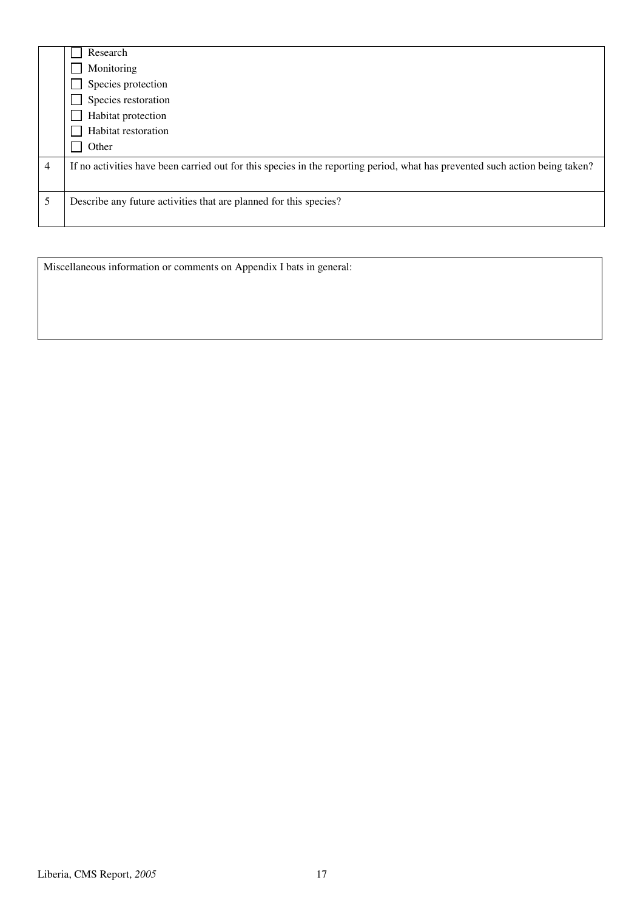| | |
|---|---|
| | ☐ Research<br>☐ Monitoring<br>☐ Species protection<br>☐ Species restoration<br>☐ Habitat protection<br>☐ Habitat restoration<br>☐ Other |
| 4 | If no activities have been carried out for this species in the reporting period, what has prevented such action being taken? |
| 5 | Describe any future activities that are planned for this species? |

| Miscellaneous information or comments on Appendix I bats in general: |
|---|
| |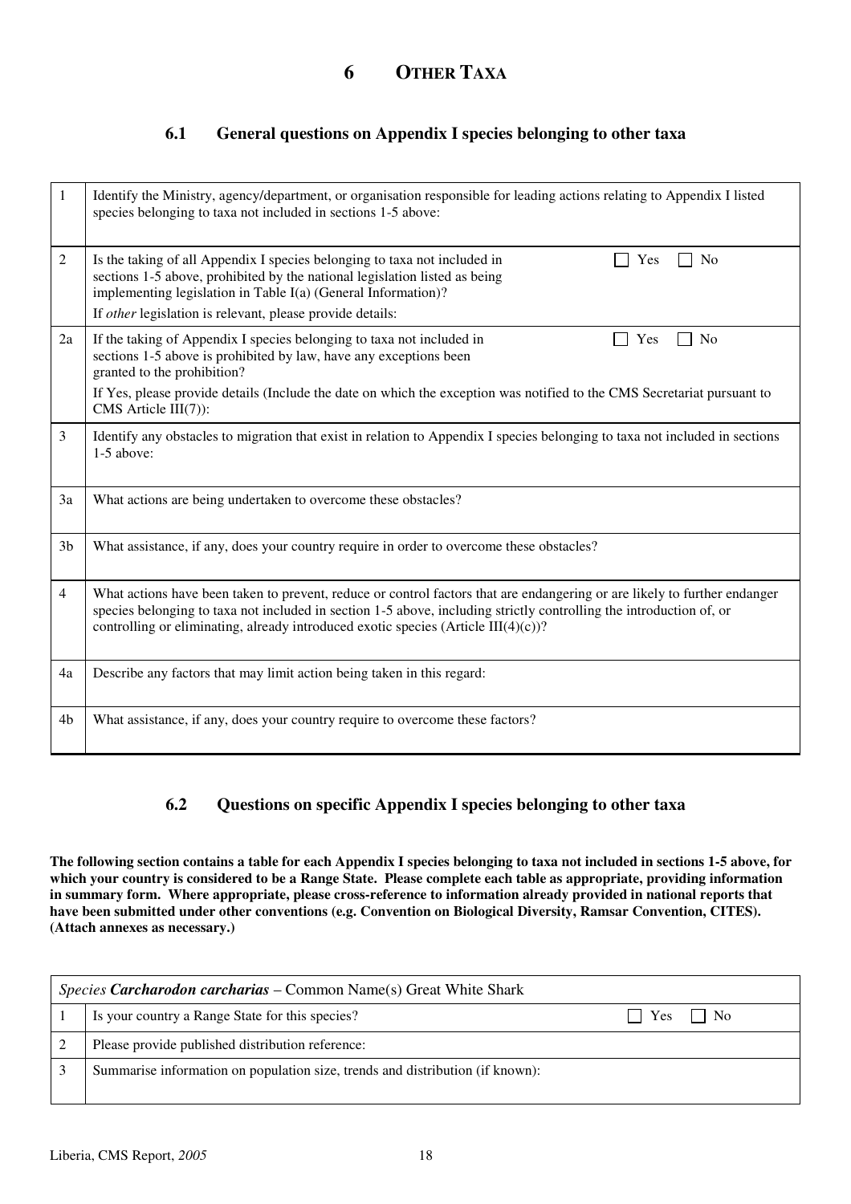# 6 OTHER TAXA

## 6.1 General questions on Appendix I species belonging to other taxa

| | |
|---|---|
| 1 | Identify the Ministry, agency/department, or organisation responsible for leading actions relating to Appendix I listed species belonging to taxa not included in sections 1-5 above: |
| 2 | Is the taking of all Appendix I species belonging to taxa not included in sections 1-5 above, prohibited by the national legislation listed as being implementing legislation in Table I(a) (General Information)? ☐ Yes ☐ No<br>If *other* legislation is relevant, please provide details: |
| 2a | If the taking of Appendix I species belonging to taxa not included in sections 1-5 above is prohibited by law, have any exceptions been granted to the prohibition? ☐ Yes ☐ No<br>If Yes, please provide details (Include the date on which the exception was notified to the CMS Secretariat pursuant to CMS Article III(7)): |
| 3 | Identify any obstacles to migration that exist in relation to Appendix I species belonging to taxa not included in sections 1-5 above: |
| 3a | What actions are being undertaken to overcome these obstacles? |
| 3b | What assistance, if any, does your country require in order to overcome these obstacles? |
| 4 | What actions have been taken to prevent, reduce or control factors that are endangering or are likely to further endanger species belonging to taxa not included in section 1-5 above, including strictly controlling the introduction of, or controlling or eliminating, already introduced exotic species (Article III(4)(c))? |
| 4a | Describe any factors that may limit action being taken in this regard: |
| 4b | What assistance, if any, does your country require to overcome these factors? |

## 6.2 Questions on specific Appendix I species belonging to other taxa

**The following section contains a table for each Appendix I species belonging to taxa not included in sections 1-5 above, for which your country is considered to be a Range State. Please complete each table as appropriate, providing information in summary form. Where appropriate, please cross-reference to information already provided in national reports that have been submitted under other conventions (e.g. Convention on Biological Diversity, Ramsar Convention, CITES). (Attach annexes as necessary.)**

| *Species* ***Carcharodon carcharias*** – Common Name(s) Great White Shark | |
|---|---|
| 1 | Is your country a Range State for this species? ☐ Yes ☐ No |
| 2 | Please provide published distribution reference: |
| 3 | Summarise information on population size, trends and distribution (if known): |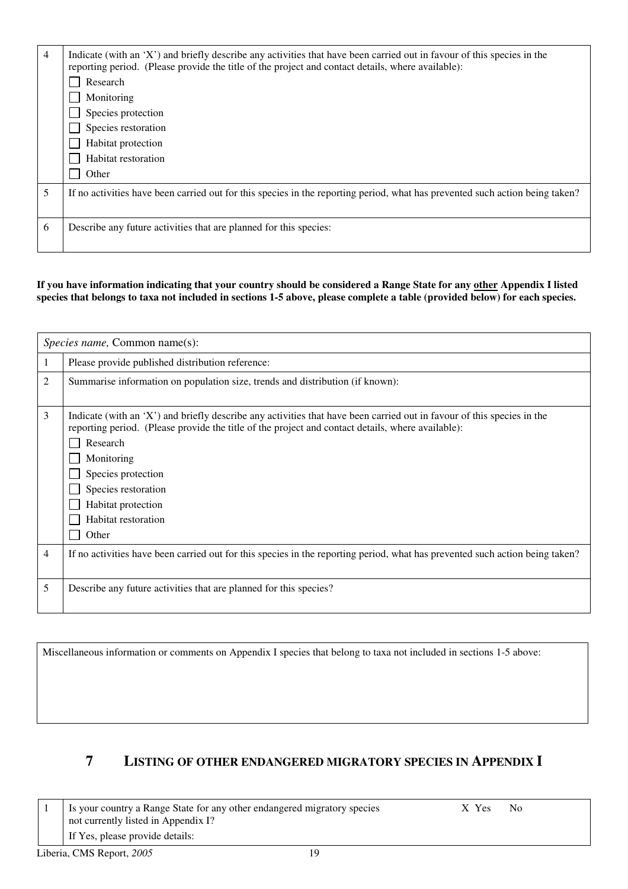| | |
|---|---|
| 4 | Indicate (with an 'X') and briefly describe any activities that have been carried out in favour of this species in the reporting period. (Please provide the title of the project and contact details, where available):<br>☐ Research<br>☐ Monitoring<br>☐ Species protection<br>☐ Species restoration<br>☐ Habitat protection<br>☐ Habitat restoration<br>☐ Other |
| 5 | If no activities have been carried out for this species in the reporting period, what has prevented such action being taken? |
| 6 | Describe any future activities that are planned for this species: |

**If you have information indicating that your country should be considered a Range State for any other Appendix I listed species that belongs to taxa not included in sections 1-5 above, please complete a table (provided below) for each species.**

| *Species name,* Common name(s): | |
|---|---|
| 1 | Please provide published distribution reference: |
| 2 | Summarise information on population size, trends and distribution (if known): |
| 3 | Indicate (with an 'X') and briefly describe any activities that have been carried out in favour of this species in the reporting period. (Please provide the title of the project and contact details, where available):<br>☐ Research<br>☐ Monitoring<br>☐ Species protection<br>☐ Species restoration<br>☐ Habitat protection<br>☐ Habitat restoration<br>☐ Other |
| 4 | If no activities have been carried out for this species in the reporting period, what has prevented such action being taken? |
| 5 | Describe any future activities that are planned for this species? |

| Miscellaneous information or comments on Appendix I species that belong to taxa not included in sections 1-5 above: |
|---|
| |

## 7 LISTING OF OTHER ENDANGERED MIGRATORY SPECIES IN APPENDIX I

| | | |
|---|---|---|
| 1 | Is your country a Range State for any other endangered migratory species not currently listed in Appendix I?<br>If Yes, please provide details: | X Yes  No |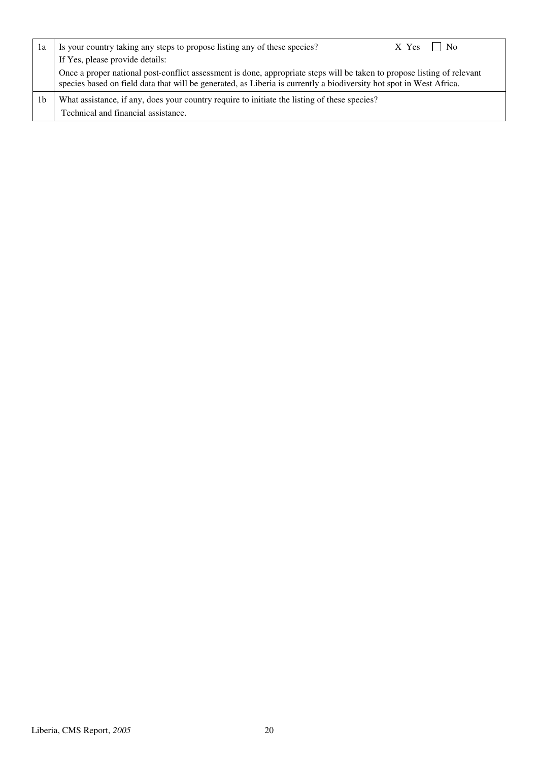| | |
|---|---|
| 1a | Is your country taking any steps to propose listing any of these species? X Yes ☐ No<br>If Yes, please provide details:<br>Once a proper national post-conflict assessment is done, appropriate steps will be taken to propose listing of relevant species based on field data that will be generated, as Liberia is currently a biodiversity hot spot in West Africa. |
| 1b | What assistance, if any, does your country require to initiate the listing of these species?<br>Technical and financial assistance. |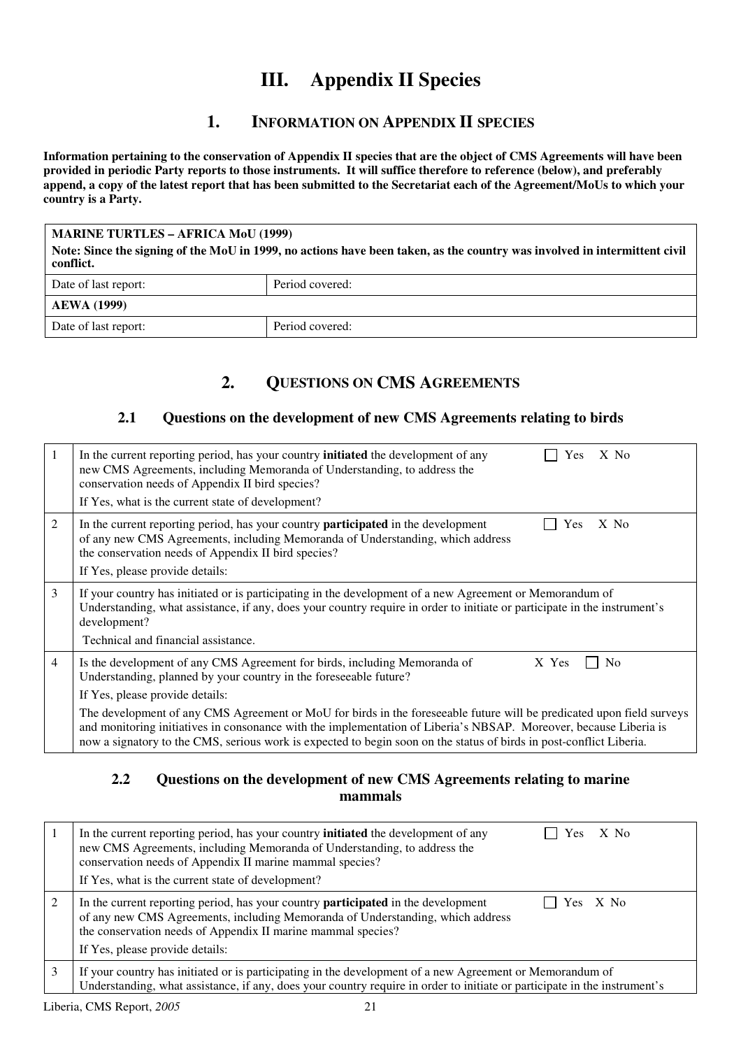// Table layout note: transcribed the form boxes as markdown tables below.
# III. Appendix II Species

## 1. Information on Appendix II species

**Information pertaining to the conservation of Appendix II species that are the object of CMS Agreements will have been provided in periodic Party reports to those instruments. It will suffice therefore to reference (below), and preferably append, a copy of the latest report that has been submitted to the Secretariat each of the Agreement/MoUs to which your country is a Party.**

| **MARINE TURTLES – AFRICA MoU (1999)** **Note: Since the signing of the MoU in 1999, no actions have been taken, as the country was involved in intermittent civil conflict.** | |
|---|---|
| Date of last report: | Period covered: |
| **AEWA (1999)** | |
| Date of last report: | Period covered: |

## 2. Questions on CMS Agreements

### 2.1 Questions on the development of new CMS Agreements relating to birds

| | | |
|---|---|---|
| 1 | In the current reporting period, has your country **initiated** the development of any new CMS Agreements, including Memoranda of Understanding, to address the conservation needs of Appendix II bird species? If Yes, what is the current state of development? | ☐ Yes X No |
| 2 | In the current reporting period, has your country **participated** in the development of any new CMS Agreements, including Memoranda of Understanding, which address the conservation needs of Appendix II bird species? If Yes, please provide details: | ☐ Yes X No |
| 3 | If your country has initiated or is participating in the development of a new Agreement or Memorandum of Understanding, what assistance, if any, does your country require in order to initiate or participate in the instrument's development? Technical and financial assistance. | |
| 4 | Is the development of any CMS Agreement for birds, including Memoranda of Understanding, planned by your country in the foreseeable future? If Yes, please provide details: The development of any CMS Agreement or MoU for birds in the foreseeable future will be predicated upon field surveys and monitoring initiatives in consonance with the implementation of Liberia's NBSAP. Moreover, because Liberia is now a signatory to the CMS, serious work is expected to begin soon on the status of birds in post-conflict Liberia. | X Yes ☐ No |

### 2.2 Questions on the development of new CMS Agreements relating to marine mammals

| | | |
|---|---|---|
| 1 | In the current reporting period, has your country **initiated** the development of any new CMS Agreements, including Memoranda of Understanding, to address the conservation needs of Appendix II marine mammal species? If Yes, what is the current state of development? | ☐ Yes X No |
| 2 | In the current reporting period, has your country **participated** in the development of any new CMS Agreements, including Memoranda of Understanding, which address the conservation needs of Appendix II marine mammal species? If Yes, please provide details: | ☐ Yes X No |
| 3 | If your country has initiated or is participating in the development of a new Agreement or Memorandum of Understanding, what assistance, if any, does your country require in order to initiate or participate in the instrument's | |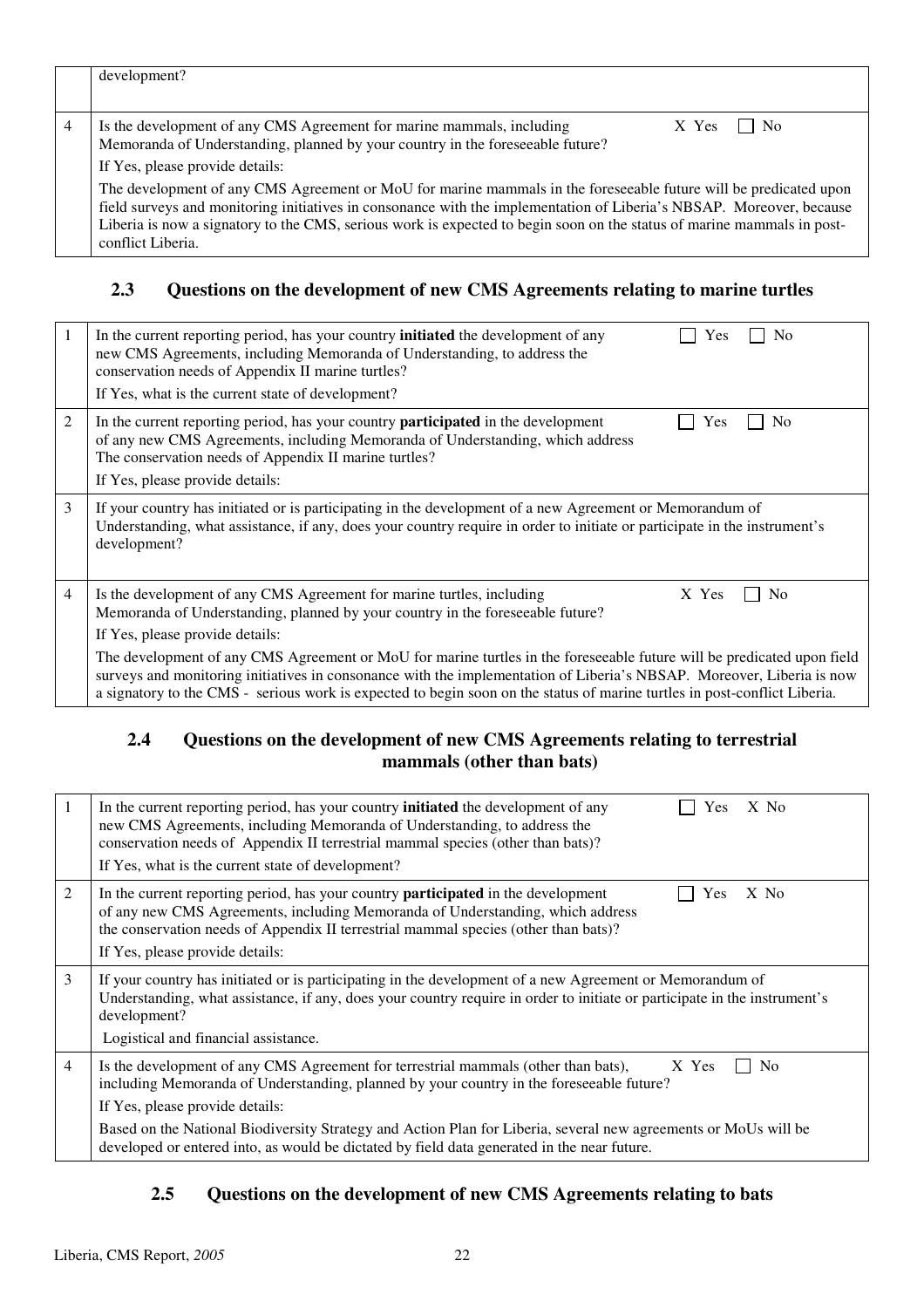| | |
|---|---|
| | development? |
| 4 | Is the development of any CMS Agreement for marine mammals, including Memoranda of Understanding, planned by your country in the foreseeable future? X Yes ☐ No<br>If Yes, please provide details:<br>The development of any CMS Agreement or MoU for marine mammals in the foreseeable future will be predicated upon field surveys and monitoring initiatives in consonance with the implementation of Liberia's NBSAP. Moreover, because Liberia is now a signatory to the CMS, serious work is expected to begin soon on the status of marine mammals in post-conflict Liberia. |

## 2.3 Questions on the development of new CMS Agreements relating to marine turtles

| | |
|---|---|
| 1 | In the current reporting period, has your country **initiated** the development of any new CMS Agreements, including Memoranda of Understanding, to address the conservation needs of Appendix II marine turtles? ☐ Yes ☐ No<br>If Yes, what is the current state of development? |
| 2 | In the current reporting period, has your country **participated** in the development of any new CMS Agreements, including Memoranda of Understanding, which address The conservation needs of Appendix II marine turtles? ☐ Yes ☐ No<br>If Yes, please provide details: |
| 3 | If your country has initiated or is participating in the development of a new Agreement or Memorandum of Understanding, what assistance, if any, does your country require in order to initiate or participate in the instrument's development? |
| 4 | Is the development of any CMS Agreement for marine turtles, including Memoranda of Understanding, planned by your country in the foreseeable future? X Yes ☐ No<br>If Yes, please provide details:<br>The development of any CMS Agreement or MoU for marine turtles in the foreseeable future will be predicated upon field surveys and monitoring initiatives in consonance with the implementation of Liberia's NBSAP. Moreover, Liberia is now a signatory to the CMS - serious work is expected to begin soon on the status of marine turtles in post-conflict Liberia. |

## 2.4 Questions on the development of new CMS Agreements relating to terrestrial mammals (other than bats)

| | |
|---|---|
| 1 | In the current reporting period, has your country **initiated** the development of any new CMS Agreements, including Memoranda of Understanding, to address the conservation needs of Appendix II terrestrial mammal species (other than bats)? ☐ Yes X No<br>If Yes, what is the current state of development? |
| 2 | In the current reporting period, has your country **participated** in the development of any new CMS Agreements, including Memoranda of Understanding, which address the conservation needs of Appendix II terrestrial mammal species (other than bats)? ☐ Yes X No<br>If Yes, please provide details: |
| 3 | If your country has initiated or is participating in the development of a new Agreement or Memorandum of Understanding, what assistance, if any, does your country require in order to initiate or participate in the instrument's development?<br>Logistical and financial assistance. |
| 4 | Is the development of any CMS Agreement for terrestrial mammals (other than bats), including Memoranda of Understanding, planned by your country in the foreseeable future? X Yes ☐ No<br>If Yes, please provide details:<br>Based on the National Biodiversity Strategy and Action Plan for Liberia, several new agreements or MoUs will be developed or entered into, as would be dictated by field data generated in the near future. |

## 2.5 Questions on the development of new CMS Agreements relating to bats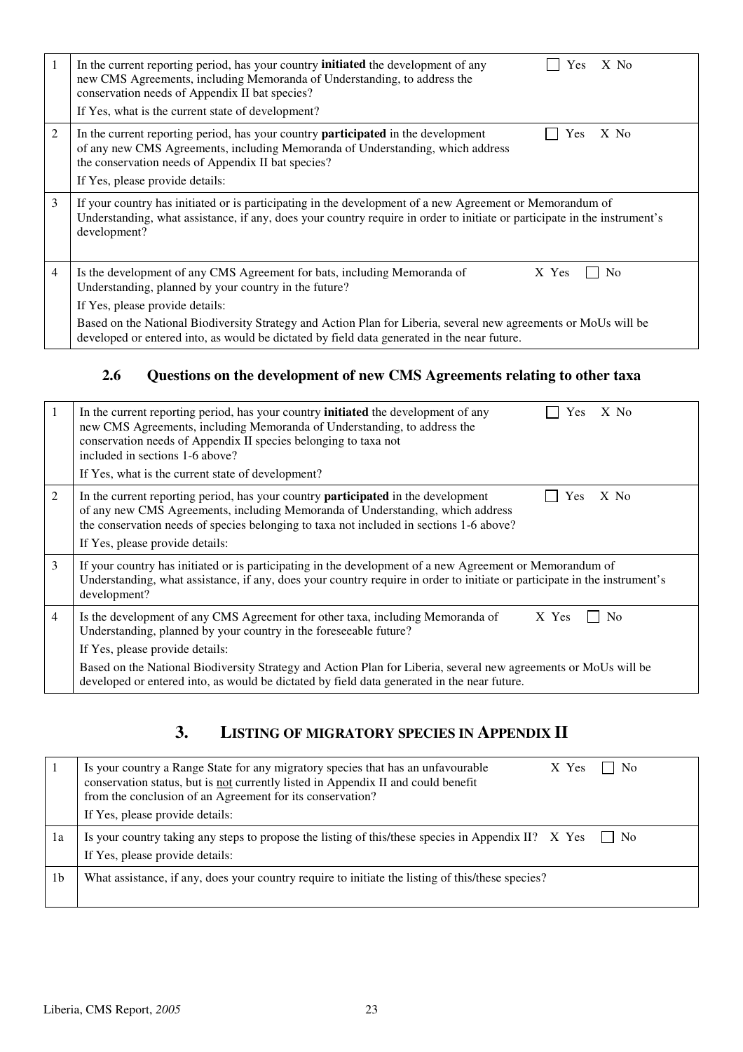| | | |
|---|---|---|
| 1 | In the current reporting period, has your country **initiated** the development of any new CMS Agreements, including Memoranda of Understanding, to address the conservation needs of Appendix II bat species?<br>If Yes, what is the current state of development? | ☐ Yes X No |
| 2 | In the current reporting period, has your country **participated** in the development of any new CMS Agreements, including Memoranda of Understanding, which address the conservation needs of Appendix II bat species?<br>If Yes, please provide details: | ☐ Yes X No |
| 3 | If your country has initiated or is participating in the development of a new Agreement or Memorandum of Understanding, what assistance, if any, does your country require in order to initiate or participate in the instrument's development? | |
| 4 | Is the development of any CMS Agreement for bats, including Memoranda of Understanding, planned by your country in the future?<br>If Yes, please provide details:<br>Based on the National Biodiversity Strategy and Action Plan for Liberia, several new agreements or MoUs will be developed or entered into, as would be dictated by field data generated in the near future. | X Yes ☐ No |

### 2.6 Questions on the development of new CMS Agreements relating to other taxa

| | | |
|---|---|---|
| 1 | In the current reporting period, has your country **initiated** the development of any new CMS Agreements, including Memoranda of Understanding, to address the conservation needs of Appendix II species belonging to taxa not included in sections 1-6 above?<br>If Yes, what is the current state of development? | ☐ Yes X No |
| 2 | In the current reporting period, has your country **participated** in the development of any new CMS Agreements, including Memoranda of Understanding, which address the conservation needs of species belonging to taxa not included in sections 1-6 above?<br>If Yes, please provide details: | ☐ Yes X No |
| 3 | If your country has initiated or is participating in the development of a new Agreement or Memorandum of Understanding, what assistance, if any, does your country require in order to initiate or participate in the instrument's development? | |
| 4 | Is the development of any CMS Agreement for other taxa, including Memoranda of Understanding, planned by your country in the foreseeable future?<br>If Yes, please provide details:<br>Based on the National Biodiversity Strategy and Action Plan for Liberia, several new agreements or MoUs will be developed or entered into, as would be dictated by field data generated in the near future. | X Yes ☐ No |

## 3. LISTING OF MIGRATORY SPECIES IN APPENDIX II

| | | |
|---|---|---|
| 1 | Is your country a Range State for any migratory species that has an unfavourable conservation status, but is not currently listed in Appendix II and could benefit from the conclusion of an Agreement for its conservation?<br>If Yes, please provide details: | X Yes ☐ No |
| 1a | Is your country taking any steps to propose the listing of this/these species in Appendix II?<br>If Yes, please provide details: | X Yes ☐ No |
| 1b | What assistance, if any, does your country require to initiate the listing of this/these species? | |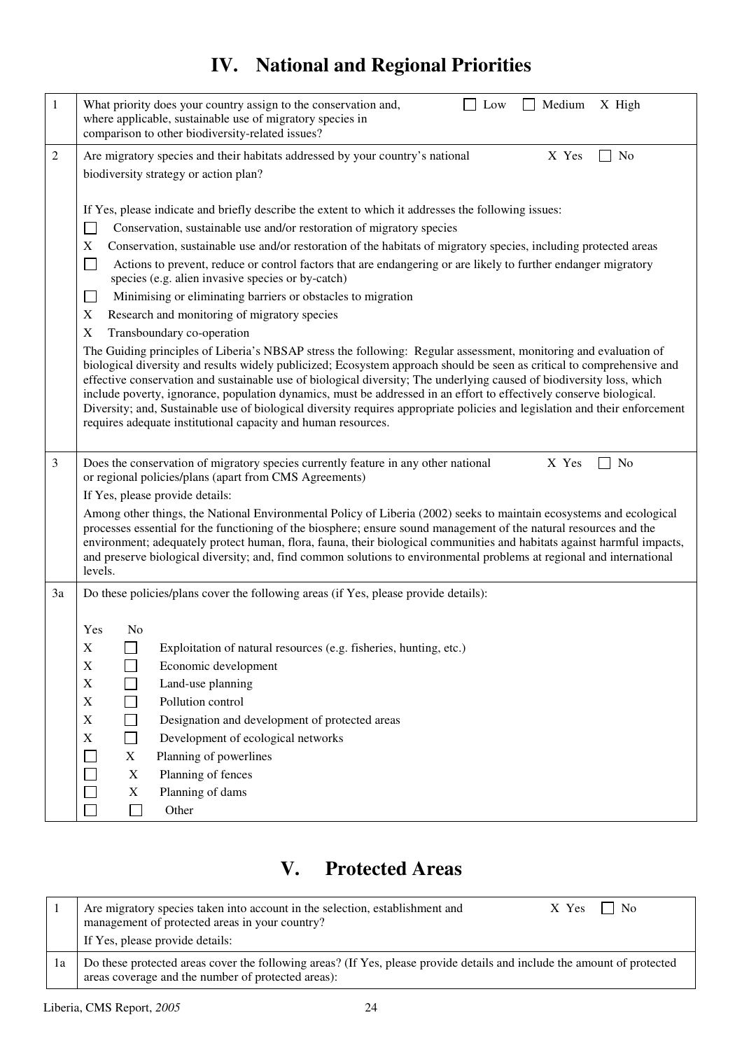# IV. National and Regional Priorities

| | |
|---|---|
| 1 | What priority does your country assign to the conservation and, where applicable, sustainable use of migratory species in comparison to other biodiversity-related issues? ☐ Low ☐ Medium X High |
| 2 | Are migratory species and their habitats addressed by your country's national biodiversity strategy or action plan? X Yes ☐ No<br><br>If Yes, please indicate and briefly describe the extent to which it addresses the following issues:<br>☐ Conservation, sustainable use and/or restoration of migratory species<br>X Conservation, sustainable use and/or restoration of the habitats of migratory species, including protected areas<br>☐ Actions to prevent, reduce or control factors that are endangering or are likely to further endanger migratory species (e.g. alien invasive species or by-catch)<br>☐ Minimising or eliminating barriers or obstacles to migration<br>X Research and monitoring of migratory species<br>X Transboundary co-operation<br>The Guiding principles of Liberia's NBSAP stress the following: Regular assessment, monitoring and evaluation of biological diversity and results widely publicized; Ecosystem approach should be seen as critical to comprehensive and effective conservation and sustainable use of biological diversity; The underlying caused of biodiversity loss, which include poverty, ignorance, population dynamics, must be addressed in an effort to effectively conserve biological. Diversity; and, Sustainable use of biological diversity requires appropriate policies and legislation and their enforcement requires adequate institutional capacity and human resources. |
| 3 | Does the conservation of migratory species currently feature in any other national or regional policies/plans (apart from CMS Agreements) X Yes ☐ No<br>If Yes, please provide details:<br>Among other things, the National Environmental Policy of Liberia (2002) seeks to maintain ecosystems and ecological processes essential for the functioning of the biosphere; ensure sound management of the natural resources and the environment; adequately protect human, flora, fauna, their biological communities and habitats against harmful impacts, and preserve biological diversity; and, find common solutions to environmental problems at regional and international levels. |
| 3a | Do these policies/plans cover the following areas (if Yes, please provide details):<br><br>Yes / No<br>X ☐ Exploitation of natural resources (e.g. fisheries, hunting, etc.)<br>X ☐ Economic development<br>X ☐ Land-use planning<br>X ☐ Pollution control<br>X ☐ Designation and development of protected areas<br>X ☐ Development of ecological networks<br>☐ X Planning of powerlines<br>☐ X Planning of fences<br>☐ X Planning of dams<br>☐ ☐ Other |

# V. Protected Areas

| | |
|---|---|
| 1 | Are migratory species taken into account in the selection, establishment and management of protected areas in your country? X Yes ☐ No<br>If Yes, please provide details: |
| 1a | Do these protected areas cover the following areas? (If Yes, please provide details and include the amount of protected areas coverage and the number of protected areas): |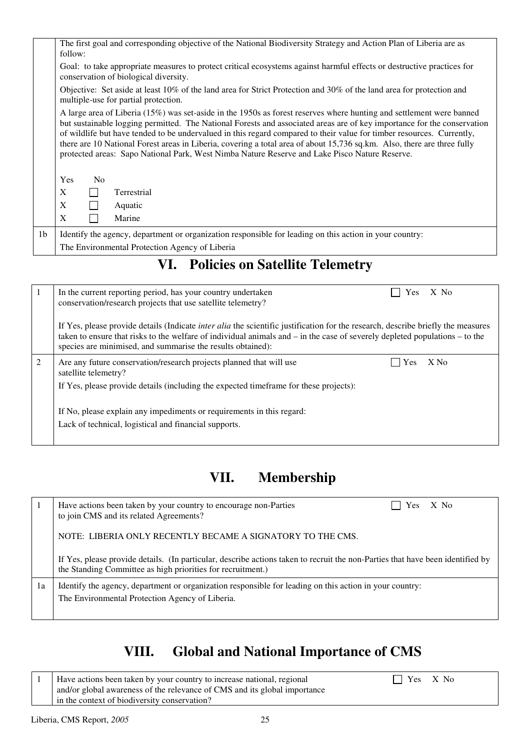| | |
|---|---|
| | The first goal and corresponding objective of the National Biodiversity Strategy and Action Plan of Liberia are as follow:<br><br>Goal: to take appropriate measures to protect critical ecosystems against harmful effects or destructive practices for conservation of biological diversity.<br><br>Objective: Set aside at least 10% of the land area for Strict Protection and 30% of the land area for protection and multiple-use for partial protection.<br><br>A large area of Liberia (15%) was set-aside in the 1950s as forest reserves where hunting and settlement were banned but sustainable logging permitted. The National Forests and associated areas are of key importance for the conservation of wildlife but have tended to be undervalued in this regard compared to their value for timber resources. Currently, there are 10 National Forest areas in Liberia, covering a total area of about 15,736 sq.km. Also, there are three fully protected areas: Sapo National Park, West Nimba Nature Reserve and Lake Pisco Nature Reserve.<br><br>Yes No<br>X ☐ Terrestrial<br>X ☐ Aquatic<br>X ☐ Marine |
| 1b | Identify the agency, department or organization responsible for leading on this action in your country:<br>The Environmental Protection Agency of Liberia |

# VI. Policies on Satellite Telemetry

| | |
|---|---|
| 1 | In the current reporting period, has your country undertaken conservation/research projects that use satellite telemetry? ☐ Yes X No<br><br>If Yes, please provide details (Indicate *inter alia* the scientific justification for the research, describe briefly the measures taken to ensure that risks to the welfare of individual animals and – in the case of severely depleted populations – to the species are minimised, and summarise the results obtained): |
| 2 | Are any future conservation/research projects planned that will use satellite telemetry? ☐ Yes X No<br><br>If Yes, please provide details (including the expected timeframe for these projects):<br><br>If No, please explain any impediments or requirements in this regard:<br>Lack of technical, logistical and financial supports. |

# VII. Membership

| | |
|---|---|
| 1 | Have actions been taken by your country to encourage non-Parties to join CMS and its related Agreements? ☐ Yes X No<br><br>NOTE: LIBERIA ONLY RECENTLY BECAME A SIGNATORY TO THE CMS.<br><br>If Yes, please provide details. (In particular, describe actions taken to recruit the non-Parties that have been identified by the Standing Committee as high priorities for recruitment.) |
| 1a | Identify the agency, department or organization responsible for leading on this action in your country:<br>The Environmental Protection Agency of Liberia. |

# VIII. Global and National Importance of CMS

| | |
|---|---|
| 1 | Have actions been taken by your country to increase national, regional and/or global awareness of the relevance of CMS and its global importance in the context of biodiversity conservation? ☐ Yes X No |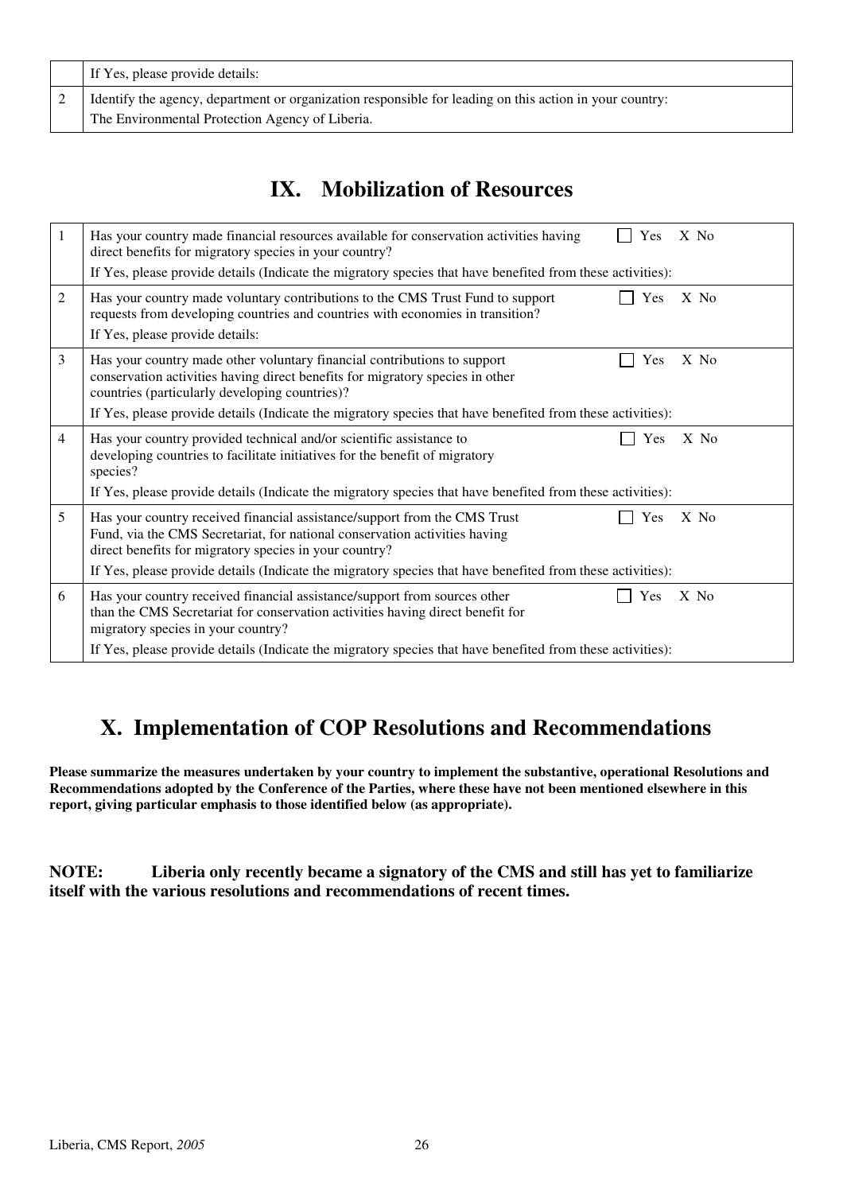| | |
|---|---|
| | If Yes, please provide details: |
| 2 | Identify the agency, department or organization responsible for leading on this action in your country: The Environmental Protection Agency of Liberia. |

## IX. Mobilization of Resources

| | | |
|---|---|---|
| 1 | Has your country made financial resources available for conservation activities having direct benefits for migratory species in your country? | ☐ Yes X No |
| | If Yes, please provide details (Indicate the migratory species that have benefited from these activities): | |
| 2 | Has your country made voluntary contributions to the CMS Trust Fund to support requests from developing countries and countries with economies in transition? | ☐ Yes X No |
| | If Yes, please provide details: | |
| 3 | Has your country made other voluntary financial contributions to support conservation activities having direct benefits for migratory species in other countries (particularly developing countries)? | ☐ Yes X No |
| | If Yes, please provide details (Indicate the migratory species that have benefited from these activities): | |
| 4 | Has your country provided technical and/or scientific assistance to developing countries to facilitate initiatives for the benefit of migratory species? | ☐ Yes X No |
| | If Yes, please provide details (Indicate the migratory species that have benefited from these activities): | |
| 5 | Has your country received financial assistance/support from the CMS Trust Fund, via the CMS Secretariat, for national conservation activities having direct benefits for migratory species in your country? | ☐ Yes X No |
| | If Yes, please provide details (Indicate the migratory species that have benefited from these activities): | |
| 6 | Has your country received financial assistance/support from sources other than the CMS Secretariat for conservation activities having direct benefit for migratory species in your country? | ☐ Yes X No |
| | If Yes, please provide details (Indicate the migratory species that have benefited from these activities): | |

## X. Implementation of COP Resolutions and Recommendations

**Please summarize the measures undertaken by your country to implement the substantive, operational Resolutions and Recommendations adopted by the Conference of the Parties, where these have not been mentioned elsewhere in this report, giving particular emphasis to those identified below (as appropriate).**

**NOTE: Liberia only recently became a signatory of the CMS and still has yet to familiarize itself with the various resolutions and recommendations of recent times.**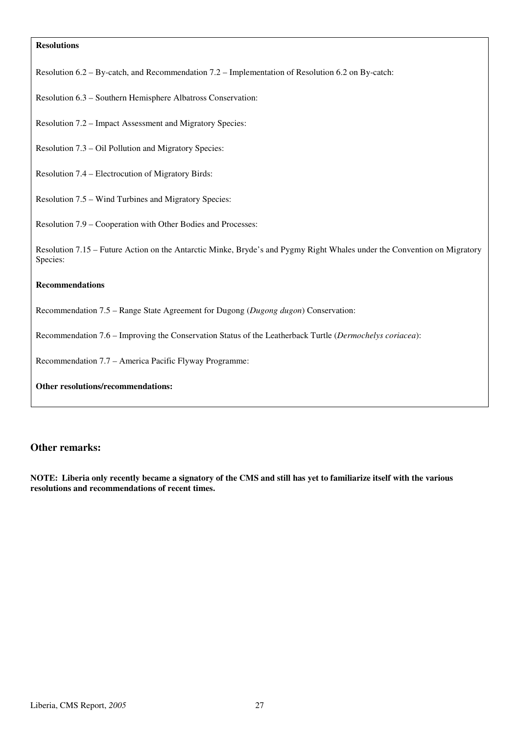**Resolutions**

Resolution 6.2 – By-catch, and Recommendation 7.2 – Implementation of Resolution 6.2 on By-catch:

Resolution 6.3 – Southern Hemisphere Albatross Conservation:

Resolution 7.2 – Impact Assessment and Migratory Species:

Resolution 7.3 – Oil Pollution and Migratory Species:

Resolution 7.4 – Electrocution of Migratory Birds:

Resolution 7.5 – Wind Turbines and Migratory Species:

Resolution 7.9 – Cooperation with Other Bodies and Processes:

Resolution 7.15 – Future Action on the Antarctic Minke, Bryde's and Pygmy Right Whales under the Convention on Migratory Species:

**Recommendations**

Recommendation 7.5 – Range State Agreement for Dugong (*Dugong dugon*) Conservation:

Recommendation 7.6 – Improving the Conservation Status of the Leatherback Turtle (*Dermochelys coriacea*):

Recommendation 7.7 – America Pacific Flyway Programme:

**Other resolutions/recommendations:**

## Other remarks:

**NOTE: Liberia only recently became a signatory of the CMS and still has yet to familiarize itself with the various resolutions and recommendations of recent times.**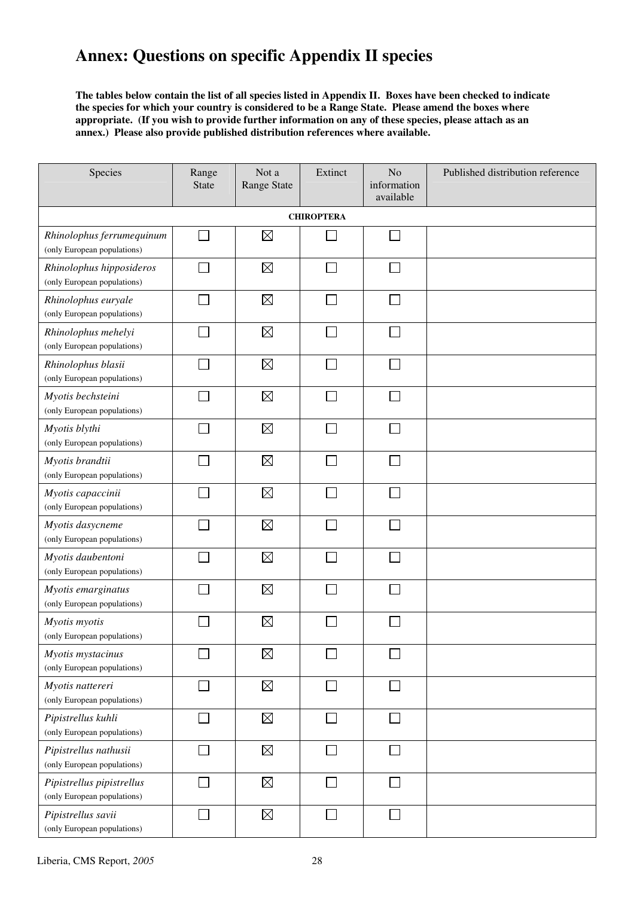# Annex: Questions on specific Appendix II species

**The tables below contain the list of all species listed in Appendix II. Boxes have been checked to indicate the species for which your country is considered to be a Range State. Please amend the boxes where appropriate. (If you wish to provide further information on any of these species, please attach as an annex.) Please also provide published distribution references where available.**

| Species | Range State | Not a Range State | Extinct | No information available | Published distribution reference |
|---|---|---|---|---|---|
| **CHIROPTERA** | | | | | |
| *Rhinolophus ferrumequinum* (only European populations) | ☐ | ☒ | ☐ | ☐ | |
| *Rhinolophus hipposideros* (only European populations) | ☐ | ☒ | ☐ | ☐ | |
| *Rhinolophus euryale* (only European populations) | ☐ | ☒ | ☐ | ☐ | |
| *Rhinolophus mehelyi* (only European populations) | ☐ | ☒ | ☐ | ☐ | |
| *Rhinolophus blasii* (only European populations) | ☐ | ☒ | ☐ | ☐ | |
| *Myotis bechsteini* (only European populations) | ☐ | ☒ | ☐ | ☐ | |
| *Myotis blythi* (only European populations) | ☐ | ☒ | ☐ | ☐ | |
| *Myotis brandtii* (only European populations) | ☐ | ☒ | ☐ | ☐ | |
| *Myotis capaccinii* (only European populations) | ☐ | ☒ | ☐ | ☐ | |
| *Myotis dasycneme* (only European populations) | ☐ | ☒ | ☐ | ☐ | |
| *Myotis daubentoni* (only European populations) | ☐ | ☒ | ☐ | ☐ | |
| *Myotis emarginatus* (only European populations) | ☐ | ☒ | ☐ | ☐ | |
| *Myotis myotis* (only European populations) | ☐ | ☒ | ☐ | ☐ | |
| *Myotis mystacinus* (only European populations) | ☐ | ☒ | ☐ | ☐ | |
| *Myotis nattereri* (only European populations) | ☐ | ☒ | ☐ | ☐ | |
| *Pipistrellus kuhli* (only European populations) | ☐ | ☒ | ☐ | ☐ | |
| *Pipistrellus nathusii* (only European populations) | ☐ | ☒ | ☐ | ☐ | |
| *Pipistrellus pipistrellus* (only European populations) | ☐ | ☒ | ☐ | ☐ | |
| *Pipistrellus savii* (only European populations) | ☐ | ☒ | ☐ | ☐ | |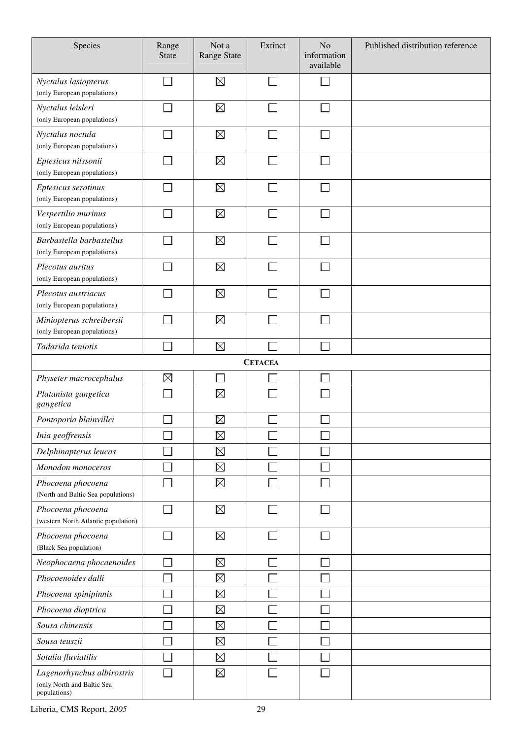| Species | Range State | Not a Range State | Extinct | No information available | Published distribution reference |
|---|---|---|---|---|---|
| *Nyctalus lasiopterus* (only European populations) | ☐ | ☒ | ☐ | ☐ | |
| *Nyctalus leisleri* (only European populations) | ☐ | ☒ | ☐ | ☐ | |
| *Nyctalus noctula* (only European populations) | ☐ | ☒ | ☐ | ☐ | |
| *Eptesicus nilssonii* (only European populations) | ☐ | ☒ | ☐ | ☐ | |
| *Eptesicus serotinus* (only European populations) | ☐ | ☒ | ☐ | ☐ | |
| *Vespertilio murinus* (only European populations) | ☐ | ☒ | ☐ | ☐ | |
| *Barbastella barbastellus* (only European populations) | ☐ | ☒ | ☐ | ☐ | |
| *Plecotus auritus* (only European populations) | ☐ | ☒ | ☐ | ☐ | |
| *Plecotus austriacus* (only European populations) | ☐ | ☒ | ☐ | ☐ | |
| *Miniopterus schreibersii* (only European populations) | ☐ | ☒ | ☐ | ☐ | |
| *Tadarida teniotis* | ☐ | ☒ | ☐ | ☐ | |
| **CETACEA** | | | | | |
| *Physeter macrocephalus* | ☒ | ☐ | ☐ | ☐ | |
| *Platanista gangetica gangetica* | ☐ | ☒ | ☐ | ☐ | |
| *Pontoporia blainvillei* | ☐ | ☒ | ☐ | ☐ | |
| *Inia geoffrensis* | ☐ | ☒ | ☐ | ☐ | |
| *Delphinapterus leucas* | ☐ | ☒ | ☐ | ☐ | |
| *Monodon monoceros* | ☐ | ☒ | ☐ | ☐ | |
| *Phocoena phocoena* (North and Baltic Sea populations) | ☐ | ☒ | ☐ | ☐ | |
| *Phocoena phocoena* (western North Atlantic population) | ☐ | ☒ | ☐ | ☐ | |
| *Phocoena phocoena* (Black Sea population) | ☐ | ☒ | ☐ | ☐ | |
| *Neophocaena phocaenoides* | ☐ | ☒ | ☐ | ☐ | |
| *Phocoenoides dalli* | ☐ | ☒ | ☐ | ☐ | |
| *Phocoena spinipinnis* | ☐ | ☒ | ☐ | ☐ | |
| *Phocoena dioptrica* | ☐ | ☒ | ☐ | ☐ | |
| *Sousa chinensis* | ☐ | ☒ | ☐ | ☐ | |
| *Sousa teuszii* | ☐ | ☒ | ☐ | ☐ | |
| *Sotalia fluviatilis* | ☐ | ☒ | ☐ | ☐ | |
| *Lagenorhynchus albirostris* (only North and Baltic Sea populations) | ☐ | ☒ | ☐ | ☐ | |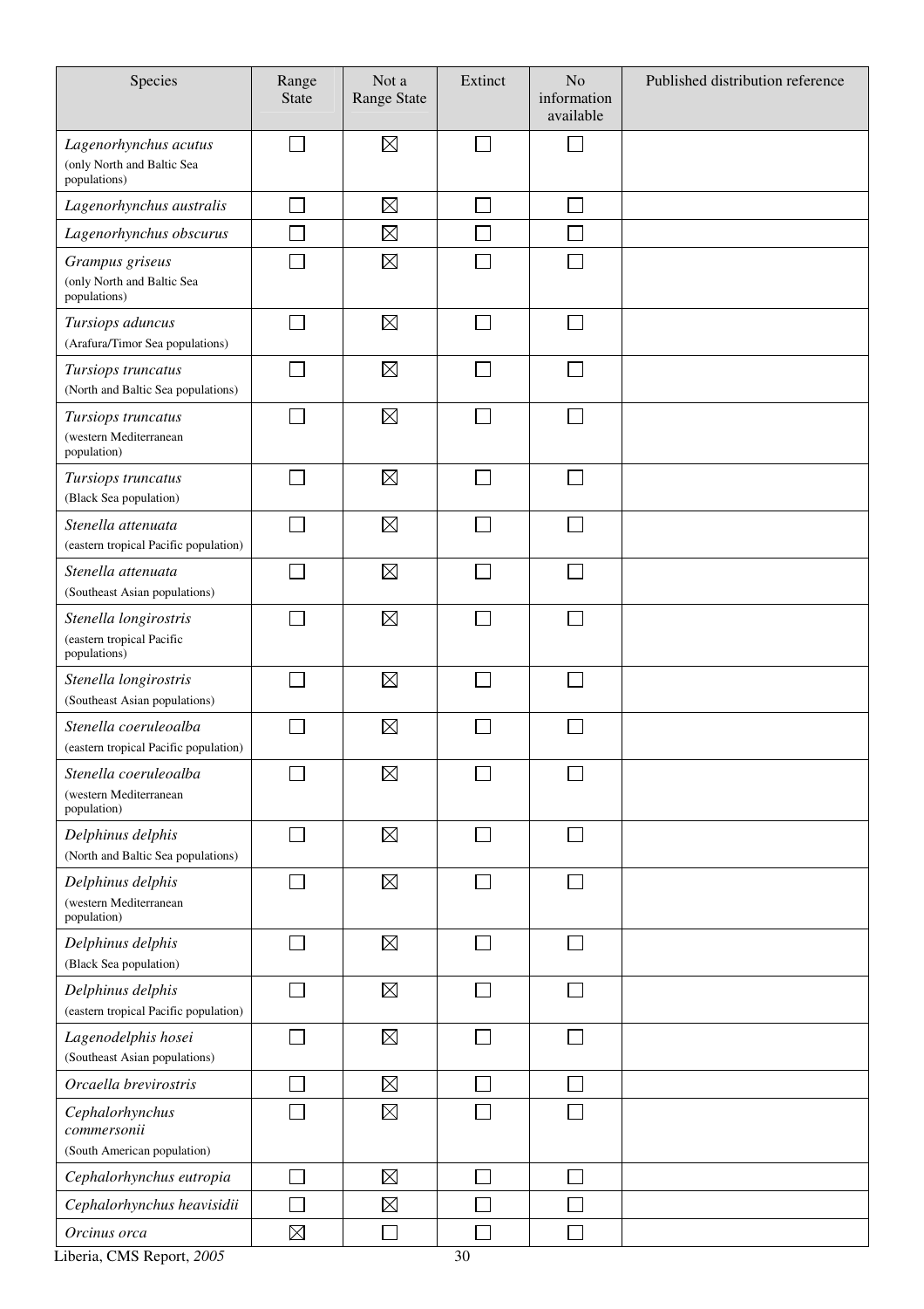| Species | Range State | Not a Range State | Extinct | No information available | Published distribution reference |
|---|---|---|---|---|---|
| *Lagenorhynchus acutus* (only North and Baltic Sea populations) | ☐ | ☒ | ☐ | ☐ | |
| *Lagenorhynchus australis* | ☐ | ☒ | ☐ | ☐ | |
| *Lagenorhynchus obscurus* | ☐ | ☒ | ☐ | ☐ | |
| *Grampus griseus* (only North and Baltic Sea populations) | ☐ | ☒ | ☐ | ☐ | |
| *Tursiops aduncus* (Arafura/Timor Sea populations) | ☐ | ☒ | ☐ | ☐ | |
| *Tursiops truncatus* (North and Baltic Sea populations) | ☐ | ☒ | ☐ | ☐ | |
| *Tursiops truncatus* (western Mediterranean population) | ☐ | ☒ | ☐ | ☐ | |
| *Tursiops truncatus* (Black Sea population) | ☐ | ☒ | ☐ | ☐ | |
| *Stenella attenuata* (eastern tropical Pacific population) | ☐ | ☒ | ☐ | ☐ | |
| *Stenella attenuata* (Southeast Asian populations) | ☐ | ☒ | ☐ | ☐ | |
| *Stenella longirostris* (eastern tropical Pacific populations) | ☐ | ☒ | ☐ | ☐ | |
| *Stenella longirostris* (Southeast Asian populations) | ☐ | ☒ | ☐ | ☐ | |
| *Stenella coeruleoalba* (eastern tropical Pacific population) | ☐ | ☒ | ☐ | ☐ | |
| *Stenella coeruleoalba* (western Mediterranean population) | ☐ | ☒ | ☐ | ☐ | |
| *Delphinus delphis* (North and Baltic Sea populations) | ☐ | ☒ | ☐ | ☐ | |
| *Delphinus delphis* (western Mediterranean population) | ☐ | ☒ | ☐ | ☐ | |
| *Delphinus delphis* (Black Sea population) | ☐ | ☒ | ☐ | ☐ | |
| *Delphinus delphis* (eastern tropical Pacific population) | ☐ | ☒ | ☐ | ☐ | |
| *Lagenodelphis hosei* (Southeast Asian populations) | ☐ | ☒ | ☐ | ☐ | |
| *Orcaella brevirostris* | ☐ | ☒ | ☐ | ☐ | |
| *Cephalorhynchus commersonii* (South American population) | ☐ | ☒ | ☐ | ☐ | |
| *Cephalorhynchus eutropia* | ☐ | ☒ | ☐ | ☐ | |
| *Cephalorhynchus heavisidii* | ☐ | ☒ | ☐ | ☐ | |
| *Orcinus orca* | ☒ | ☐ | ☐ | ☐ | |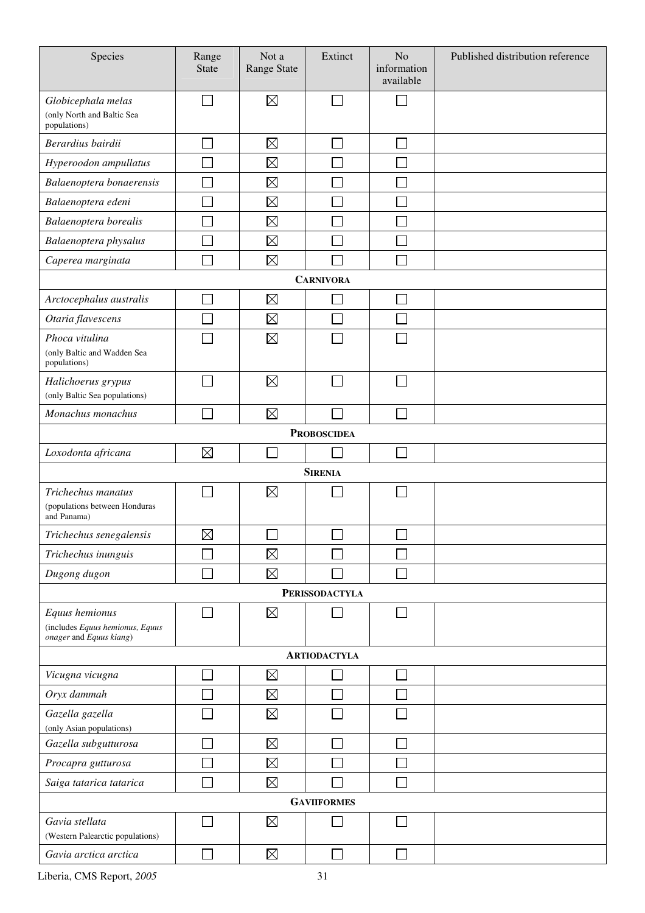| Species | Range State | Not a Range State | Extinct | No information available | Published distribution reference |
|---|---|---|---|---|---|
| *Globicephala melas* (only North and Baltic Sea populations) | ☐ | ☒ | ☐ | ☐ | |
| *Berardius bairdii* | ☐ | ☒ | ☐ | ☐ | |
| *Hyperoodon ampullatus* | ☐ | ☒ | ☐ | ☐ | |
| *Balaenoptera bonaerensis* | ☐ | ☒ | ☐ | ☐ | |
| *Balaenoptera edeni* | ☐ | ☒ | ☐ | ☐ | |
| *Balaenoptera borealis* | ☐ | ☒ | ☐ | ☐ | |
| *Balaenoptera physalus* | ☐ | ☒ | ☐ | ☐ | |
| *Caperea marginata* | ☐ | ☒ | ☐ | ☐ | |
| **CARNIVORA** | | | | | |
| *Arctocephalus australis* | ☐ | ☒ | ☐ | ☐ | |
| *Otaria flavescens* | ☐ | ☒ | ☐ | ☐ | |
| *Phoca vitulina* (only Baltic and Wadden Sea populations) | ☐ | ☒ | ☐ | ☐ | |
| *Halichoerus grypus* (only Baltic Sea populations) | ☐ | ☒ | ☐ | ☐ | |
| *Monachus monachus* | ☐ | ☒ | ☐ | ☐ | |
| **PROBOSCIDEA** | | | | | |
| *Loxodonta africana* | ☒ | ☐ | ☐ | ☐ | |
| **SIRENIA** | | | | | |
| *Trichechus manatus* (populations between Honduras and Panama) | ☐ | ☒ | ☐ | ☐ | |
| *Trichechus senegalensis* | ☒ | ☐ | ☐ | ☐ | |
| *Trichechus inunguis* | ☐ | ☒ | ☐ | ☐ | |
| *Dugong dugon* | ☐ | ☒ | ☐ | ☐ | |
| **PERISSODACTYLA** | | | | | |
| *Equus hemionus* (includes *Equus hemionus*, *Equus onager* and *Equus kiang*) | ☐ | ☒ | ☐ | ☐ | |
| **ARTIODACTYLA** | | | | | |
| *Vicugna vicugna* | ☐ | ☒ | ☐ | ☐ | |
| *Oryx dammah* | ☐ | ☒ | ☐ | ☐ | |
| *Gazella gazella* (only Asian populations) | ☐ | ☒ | ☐ | ☐ | |
| *Gazella subgutturosa* | ☐ | ☒ | ☐ | ☐ | |
| *Procapra gutturosa* | ☐ | ☒ | ☐ | ☐ | |
| *Saiga tatarica tatarica* | ☐ | ☒ | ☐ | ☐ | |
| **GAVIIFORMES** | | | | | |
| *Gavia stellata* (Western Palearctic populations) | ☐ | ☒ | ☐ | ☐ | |
| *Gavia arctica arctica* | ☐ | ☒ | ☐ | ☐ | |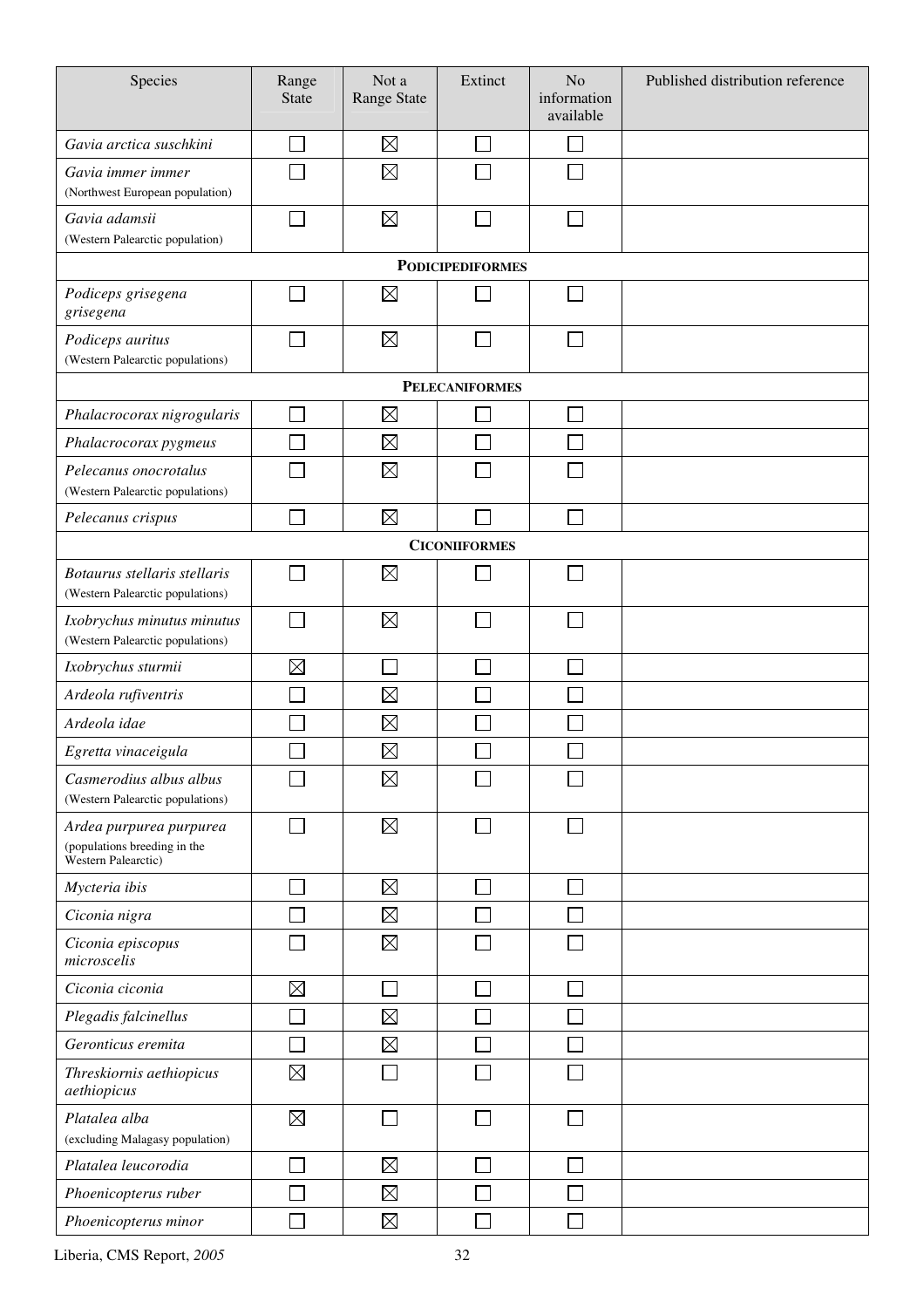| Species | Range State | Not a Range State | Extinct | No information available | Published distribution reference |
|---|---|---|---|---|---|
| *Gavia arctica suschkini* | ☐ | ☒ | ☐ | ☐ | |
| *Gavia immer immer* (Northwest European population) | ☐ | ☒ | ☐ | ☐ | |
| *Gavia adamsii* (Western Palearctic population) | ☐ | ☒ | ☐ | ☐ | |
| **PODICIPEDIFORMES** | | | | | |
| *Podiceps grisegena grisegena* | ☐ | ☒ | ☐ | ☐ | |
| *Podiceps auritus* (Western Palearctic populations) | ☐ | ☒ | ☐ | ☐ | |
| **PELECANIFORMES** | | | | | |
| *Phalacrocorax nigrogularis* | ☐ | ☒ | ☐ | ☐ | |
| *Phalacrocorax pygmeus* | ☐ | ☒ | ☐ | ☐ | |
| *Pelecanus onocrotalus* (Western Palearctic populations) | ☐ | ☒ | ☐ | ☐ | |
| *Pelecanus crispus* | ☐ | ☒ | ☐ | ☐ | |
| **CICONIIFORMES** | | | | | |
| *Botaurus stellaris stellaris* (Western Palearctic populations) | ☐ | ☒ | ☐ | ☐ | |
| *Ixobrychus minutus minutus* (Western Palearctic populations) | ☐ | ☒ | ☐ | ☐ | |
| *Ixobrychus sturmii* | ☒ | ☐ | ☐ | ☐ | |
| *Ardeola rufiventris* | ☐ | ☒ | ☐ | ☐ | |
| *Ardeola idae* | ☐ | ☒ | ☐ | ☐ | |
| *Egretta vinaceigula* | ☐ | ☒ | ☐ | ☐ | |
| *Casmerodius albus albus* (Western Palearctic populations) | ☐ | ☒ | ☐ | ☐ | |
| *Ardea purpurea purpurea* (populations breeding in the Western Palearctic) | ☐ | ☒ | ☐ | ☐ | |
| *Mycteria ibis* | ☐ | ☒ | ☐ | ☐ | |
| *Ciconia nigra* | ☐ | ☒ | ☐ | ☐ | |
| *Ciconia episcopus microscelis* | ☐ | ☒ | ☐ | ☐ | |
| *Ciconia ciconia* | ☒ | ☐ | ☐ | ☐ | |
| *Plegadis falcinellus* | ☐ | ☒ | ☐ | ☐ | |
| *Geronticus eremita* | ☐ | ☒ | ☐ | ☐ | |
| *Threskiornis aethiopicus aethiopicus* | ☒ | ☐ | ☐ | ☐ | |
| *Platalea alba* (excluding Malagasy population) | ☒ | ☐ | ☐ | ☐ | |
| *Platalea leucorodia* | ☐ | ☒ | ☐ | ☐ | |
| *Phoenicopterus ruber* | ☐ | ☒ | ☐ | ☐ | |
| *Phoenicopterus minor* | ☐ | ☒ | ☐ | ☐ | |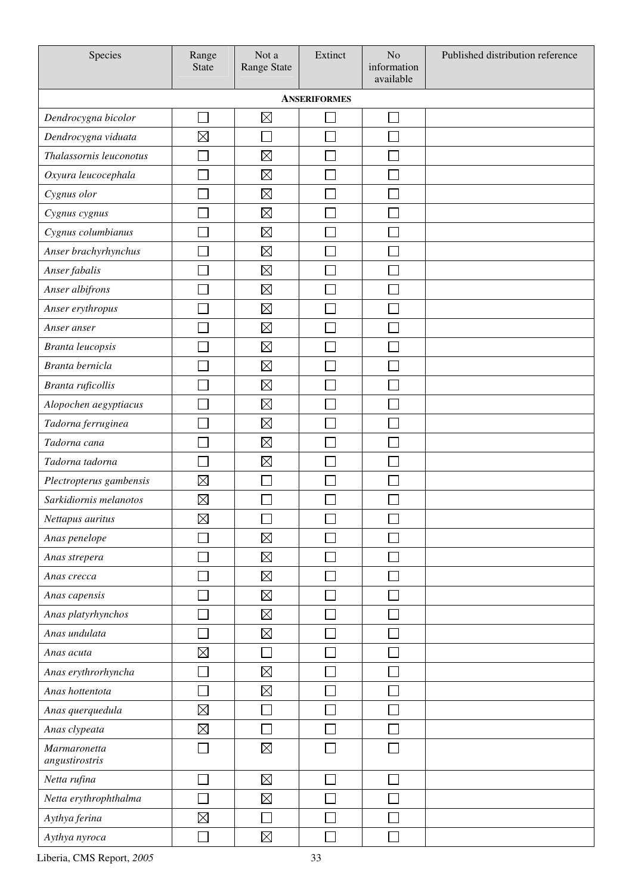| Species | Range State | Not a Range State | Extinct | No information available | Published distribution reference |
|---|---|---|---|---|---|
| | | | **ANSERIFORMES** | | |
| *Dendrocygna bicolor* | ☐ | ☒ | ☐ | ☐ | |
| *Dendrocygna viduata* | ☒ | ☐ | ☐ | ☐ | |
| *Thalassornis leuconotus* | ☐ | ☒ | ☐ | ☐ | |
| *Oxyura leucocephala* | ☐ | ☒ | ☐ | ☐ | |
| *Cygnus olor* | ☐ | ☒ | ☐ | ☐ | |
| *Cygnus cygnus* | ☐ | ☒ | ☐ | ☐ | |
| *Cygnus columbianus* | ☐ | ☒ | ☐ | ☐ | |
| *Anser brachyrhynchus* | ☐ | ☒ | ☐ | ☐ | |
| *Anser fabalis* | ☐ | ☒ | ☐ | ☐ | |
| *Anser albifrons* | ☐ | ☒ | ☐ | ☐ | |
| *Anser erythropus* | ☐ | ☒ | ☐ | ☐ | |
| *Anser anser* | ☐ | ☒ | ☐ | ☐ | |
| *Branta leucopsis* | ☐ | ☒ | ☐ | ☐ | |
| *Branta bernicla* | ☐ | ☒ | ☐ | ☐ | |
| *Branta ruficollis* | ☐ | ☒ | ☐ | ☐ | |
| *Alopochen aegyptiacus* | ☐ | ☒ | ☐ | ☐ | |
| *Tadorna ferruginea* | ☐ | ☒ | ☐ | ☐ | |
| *Tadorna cana* | ☐ | ☒ | ☐ | ☐ | |
| *Tadorna tadorna* | ☐ | ☒ | ☐ | ☐ | |
| *Plectropterus gambensis* | ☒ | ☐ | ☐ | ☐ | |
| *Sarkidiornis melanotos* | ☒ | ☐ | ☐ | ☐ | |
| *Nettapus auritus* | ☒ | ☐ | ☐ | ☐ | |
| *Anas penelope* | ☐ | ☒ | ☐ | ☐ | |
| *Anas strepera* | ☐ | ☒ | ☐ | ☐ | |
| *Anas crecca* | ☐ | ☒ | ☐ | ☐ | |
| *Anas capensis* | ☐ | ☒ | ☐ | ☐ | |
| *Anas platyrhynchos* | ☐ | ☒ | ☐ | ☐ | |
| *Anas undulata* | ☐ | ☒ | ☐ | ☐ | |
| *Anas acuta* | ☒ | ☐ | ☐ | ☐ | |
| *Anas erythrorhyncha* | ☐ | ☒ | ☐ | ☐ | |
| *Anas hottentota* | ☐ | ☒ | ☐ | ☐ | |
| *Anas querquedula* | ☒ | ☐ | ☐ | ☐ | |
| *Anas clypeata* | ☒ | ☐ | ☐ | ☐ | |
| *Marmaronetta angustirostris* | ☐ | ☒ | ☐ | ☐ | |
| *Netta rufina* | ☐ | ☒ | ☐ | ☐ | |
| *Netta erythrophthalma* | ☐ | ☒ | ☐ | ☐ | |
| *Aythya ferina* | ☒ | ☐ | ☐ | ☐ | |
| *Aythya nyroca* | ☐ | ☒ | ☐ | ☐ | |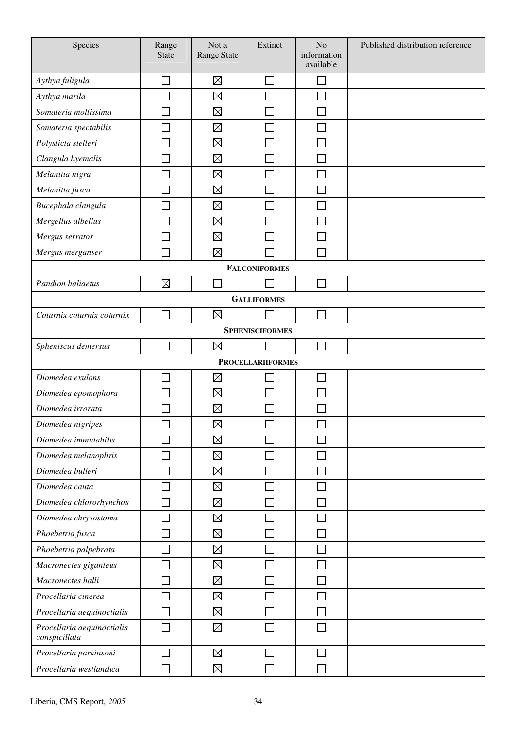| Species | Range State | Not a Range State | Extinct | No information available | Published distribution reference |
|---|---|---|---|---|---|
| *Aythya fuligula* | ☐ | ☒ | ☐ | ☐ | |
| *Aythya marila* | ☐ | ☒ | ☐ | ☐ | |
| *Somateria mollissima* | ☐ | ☒ | ☐ | ☐ | |
| *Somateria spectabilis* | ☐ | ☒ | ☐ | ☐ | |
| *Polysticta stelleri* | ☐ | ☒ | ☐ | ☐ | |
| *Clangula hyemalis* | ☐ | ☒ | ☐ | ☐ | |
| *Melanitta nigra* | ☐ | ☒ | ☐ | ☐ | |
| *Melanitta fusca* | ☐ | ☒ | ☐ | ☐ | |
| *Bucephala clangula* | ☐ | ☒ | ☐ | ☐ | |
| *Mergellus albellus* | ☐ | ☒ | ☐ | ☐ | |
| *Mergus serrator* | ☐ | ☒ | ☐ | ☐ | |
| *Mergus merganser* | ☐ | ☒ | ☐ | ☐ | |
| **FALCONIFORMES** | | | | | |
| *Pandion haliaetus* | ☒ | ☐ | ☐ | ☐ | |
| **GALLIFORMES** | | | | | |
| *Coturnix coturnix coturnix* | ☐ | ☒ | ☐ | ☐ | |
| **SPHENISCIFORMES** | | | | | |
| *Spheniscus demersus* | ☐ | ☒ | ☐ | ☐ | |
| **PROCELLARIIFORMES** | | | | | |
| *Diomedea exulans* | ☐ | ☒ | ☐ | ☐ | |
| *Diomedea epomophora* | ☐ | ☒ | ☐ | ☐ | |
| *Diomedea irrorata* | ☐ | ☒ | ☐ | ☐ | |
| *Diomedea nigripes* | ☐ | ☒ | ☐ | ☐ | |
| *Diomedea immutabilis* | ☐ | ☒ | ☐ | ☐ | |
| *Diomedea melanophris* | ☐ | ☒ | ☐ | ☐ | |
| *Diomedea bulleri* | ☐ | ☒ | ☐ | ☐ | |
| *Diomedea cauta* | ☐ | ☒ | ☐ | ☐ | |
| *Diomedea chlororhynchos* | ☐ | ☒ | ☐ | ☐ | |
| *Diomedea chrysostoma* | ☐ | ☒ | ☐ | ☐ | |
| *Phoebetria fusca* | ☐ | ☒ | ☐ | ☐ | |
| *Phoebetria palpebrata* | ☐ | ☒ | ☐ | ☐ | |
| *Macronectes giganteus* | ☐ | ☒ | ☐ | ☐ | |
| *Macronectes halli* | ☐ | ☒ | ☐ | ☐ | |
| *Procellaria cinerea* | ☐ | ☒ | ☐ | ☐ | |
| *Procellaria aequinoctialis* | ☐ | ☒ | ☐ | ☐ | |
| *Procellaria aequinoctialis conspicillata* | ☐ | ☒ | ☐ | ☐ | |
| *Procellaria parkinsoni* | ☐ | ☒ | ☐ | ☐ | |
| *Procellaria westlandica* | ☐ | ☒ | ☐ | ☐ | |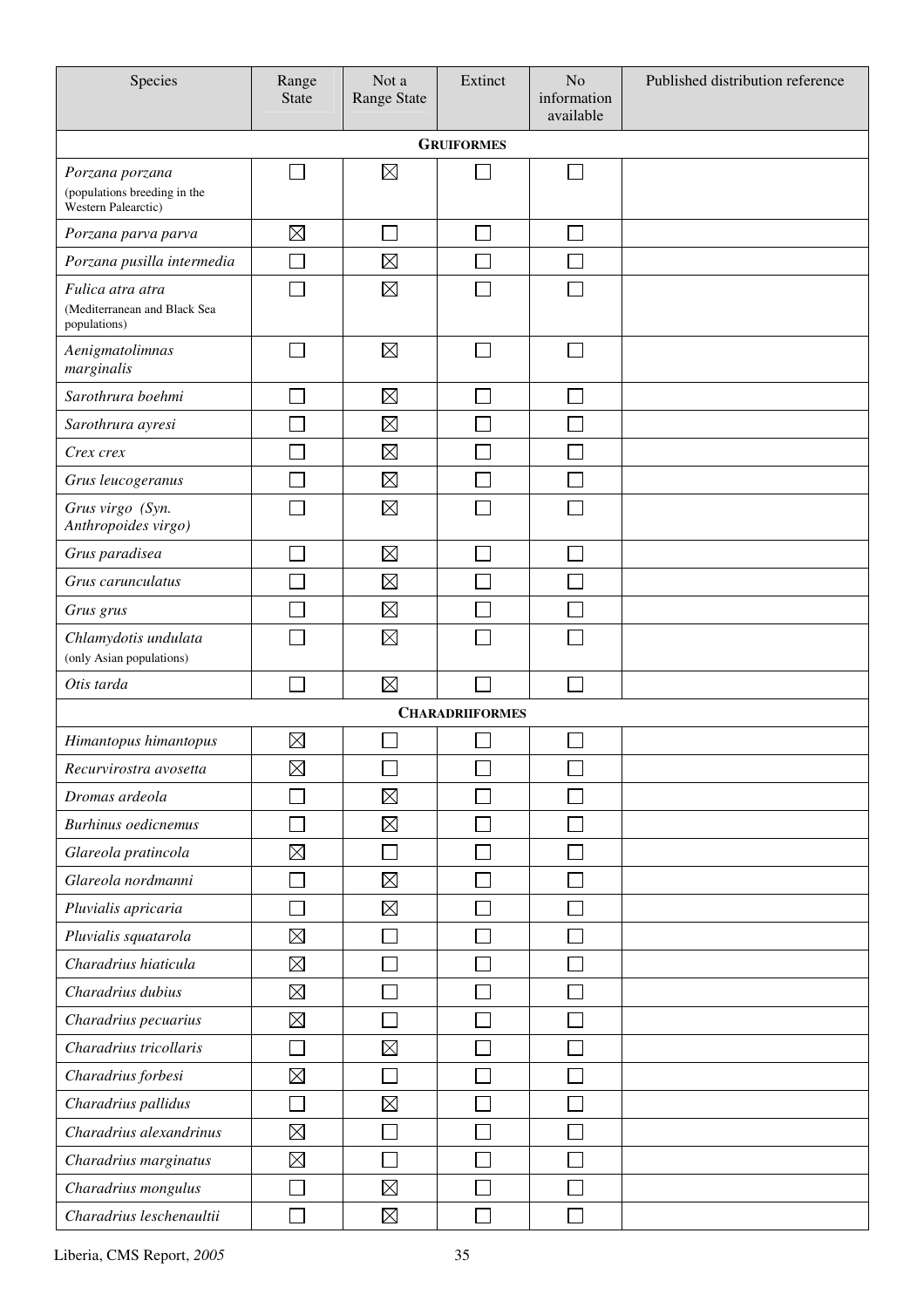| Species | Range State | Not a Range State | Extinct | No information available | Published distribution reference |
|---|---|---|---|---|---|
| **GRUIFORMES** | | | | | |
| *Porzana porzana* (populations breeding in the Western Palearctic) | ☐ | ☒ | ☐ | ☐ | |
| *Porzana parva parva* | ☒ | ☐ | ☐ | ☐ | |
| *Porzana pusilla intermedia* | ☐ | ☒ | ☐ | ☐ | |
| *Fulica atra atra* (Mediterranean and Black Sea populations) | ☐ | ☒ | ☐ | ☐ | |
| *Aenigmatolimnas marginalis* | ☐ | ☒ | ☐ | ☐ | |
| *Sarothrura boehmi* | ☐ | ☒ | ☐ | ☐ | |
| *Sarothrura ayresi* | ☐ | ☒ | ☐ | ☐ | |
| *Crex crex* | ☐ | ☒ | ☐ | ☐ | |
| *Grus leucogeranus* | ☐ | ☒ | ☐ | ☐ | |
| *Grus virgo (Syn. Anthropoides virgo)* | ☐ | ☒ | ☐ | ☐ | |
| *Grus paradisea* | ☐ | ☒ | ☐ | ☐ | |
| *Grus carunculatus* | ☐ | ☒ | ☐ | ☐ | |
| *Grus grus* | ☐ | ☒ | ☐ | ☐ | |
| *Chlamydotis undulata* (only Asian populations) | ☐ | ☒ | ☐ | ☐ | |
| *Otis tarda* | ☐ | ☒ | ☐ | ☐ | |
| **CHARADRIIFORMES** | | | | | |
| *Himantopus himantopus* | ☒ | ☐ | ☐ | ☐ | |
| *Recurvirostra avosetta* | ☒ | ☐ | ☐ | ☐ | |
| *Dromas ardeola* | ☐ | ☒ | ☐ | ☐ | |
| *Burhinus oedicnemus* | ☐ | ☒ | ☐ | ☐ | |
| *Glareola pratincola* | ☒ | ☐ | ☐ | ☐ | |
| *Glareola nordmanni* | ☐ | ☒ | ☐ | ☐ | |
| *Pluvialis apricaria* | ☐ | ☒ | ☐ | ☐ | |
| *Pluvialis squatarola* | ☒ | ☐ | ☐ | ☐ | |
| *Charadrius hiaticula* | ☒ | ☐ | ☐ | ☐ | |
| *Charadrius dubius* | ☒ | ☐ | ☐ | ☐ | |
| *Charadrius pecuarius* | ☒ | ☐ | ☐ | ☐ | |
| *Charadrius tricollaris* | ☐ | ☒ | ☐ | ☐ | |
| *Charadrius forbesi* | ☒ | ☐ | ☐ | ☐ | |
| *Charadrius pallidus* | ☐ | ☒ | ☐ | ☐ | |
| *Charadrius alexandrinus* | ☒ | ☐ | ☐ | ☐ | |
| *Charadrius marginatus* | ☒ | ☐ | ☐ | ☐ | |
| *Charadrius mongulus* | ☐ | ☒ | ☐ | ☐ | |
| *Charadrius leschenaultii* | ☐ | ☒ | ☐ | ☐ | |

Liberia, CMS Report, *2005*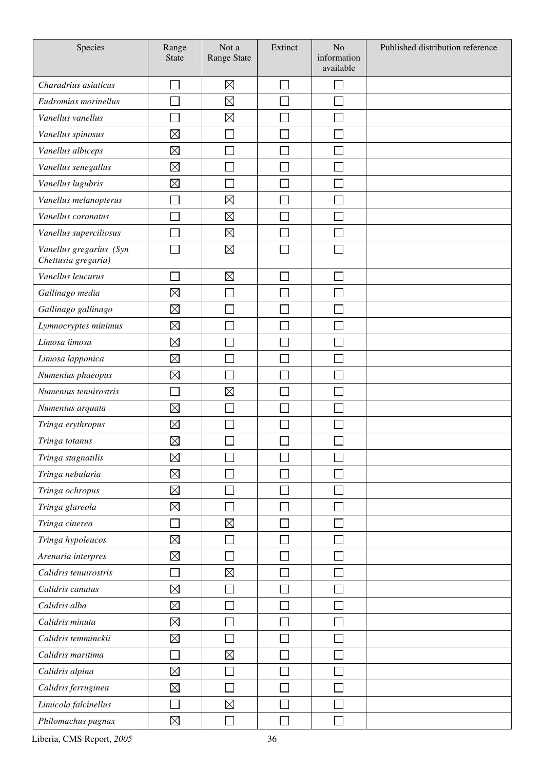| Species | Range State | Not a Range State | Extinct | No information available | Published distribution reference |
|---|---|---|---|---|---|
| *Charadrius asiaticus* | ☐ | ☒ | ☐ | ☐ | |
| *Eudromias morinellus* | ☐ | ☒ | ☐ | ☐ | |
| *Vanellus vanellus* | ☐ | ☒ | ☐ | ☐ | |
| *Vanellus spinosus* | ☒ | ☐ | ☐ | ☐ | |
| *Vanellus albiceps* | ☒ | ☐ | ☐ | ☐ | |
| *Vanellus senegallus* | ☒ | ☐ | ☐ | ☐ | |
| *Vanellus lugubris* | ☒ | ☐ | ☐ | ☐ | |
| *Vanellus melanopterus* | ☐ | ☒ | ☐ | ☐ | |
| *Vanellus coronatus* | ☐ | ☒ | ☐ | ☐ | |
| *Vanellus superciliosus* | ☐ | ☒ | ☐ | ☐ | |
| *Vanellus gregarius (Syn Chettusia gregaria)* | ☐ | ☒ | ☐ | ☐ | |
| *Vanellus leucurus* | ☐ | ☒ | ☐ | ☐ | |
| *Gallinago media* | ☒ | ☐ | ☐ | ☐ | |
| *Gallinago gallinago* | ☒ | ☐ | ☐ | ☐ | |
| *Lymnocryptes minimus* | ☒ | ☐ | ☐ | ☐ | |
| *Limosa limosa* | ☒ | ☐ | ☐ | ☐ | |
| *Limosa lapponica* | ☒ | ☐ | ☐ | ☐ | |
| *Numenius phaeopus* | ☒ | ☐ | ☐ | ☐ | |
| *Numenius tenuirostris* | ☐ | ☒ | ☐ | ☐ | |
| *Numenius arquata* | ☒ | ☐ | ☐ | ☐ | |
| *Tringa erythropus* | ☒ | ☐ | ☐ | ☐ | |
| *Tringa totanus* | ☒ | ☐ | ☐ | ☐ | |
| *Tringa stagnatilis* | ☒ | ☐ | ☐ | ☐ | |
| *Tringa nebularia* | ☒ | ☐ | ☐ | ☐ | |
| *Tringa ochropus* | ☒ | ☐ | ☐ | ☐ | |
| *Tringa glareola* | ☒ | ☐ | ☐ | ☐ | |
| *Tringa cinerea* | ☐ | ☒ | ☐ | ☐ | |
| *Tringa hypoleucos* | ☒ | ☐ | ☐ | ☐ | |
| *Arenaria interpres* | ☒ | ☐ | ☐ | ☐ | |
| *Calidris tenuirostris* | ☐ | ☒ | ☐ | ☐ | |
| *Calidris canutus* | ☒ | ☐ | ☐ | ☐ | |
| *Calidris alba* | ☒ | ☐ | ☐ | ☐ | |
| *Calidris minuta* | ☒ | ☐ | ☐ | ☐ | |
| *Calidris temminckii* | ☒ | ☐ | ☐ | ☐ | |
| *Calidris maritima* | ☐ | ☒ | ☐ | ☐ | |
| *Calidris alpina* | ☒ | ☐ | ☐ | ☐ | |
| *Calidris ferruginea* | ☒ | ☐ | ☐ | ☐ | |
| *Limicola falcinellus* | ☐ | ☒ | ☐ | ☐ | |
| *Philomachus pugnax* | ☒ | ☐ | ☐ | ☐ | |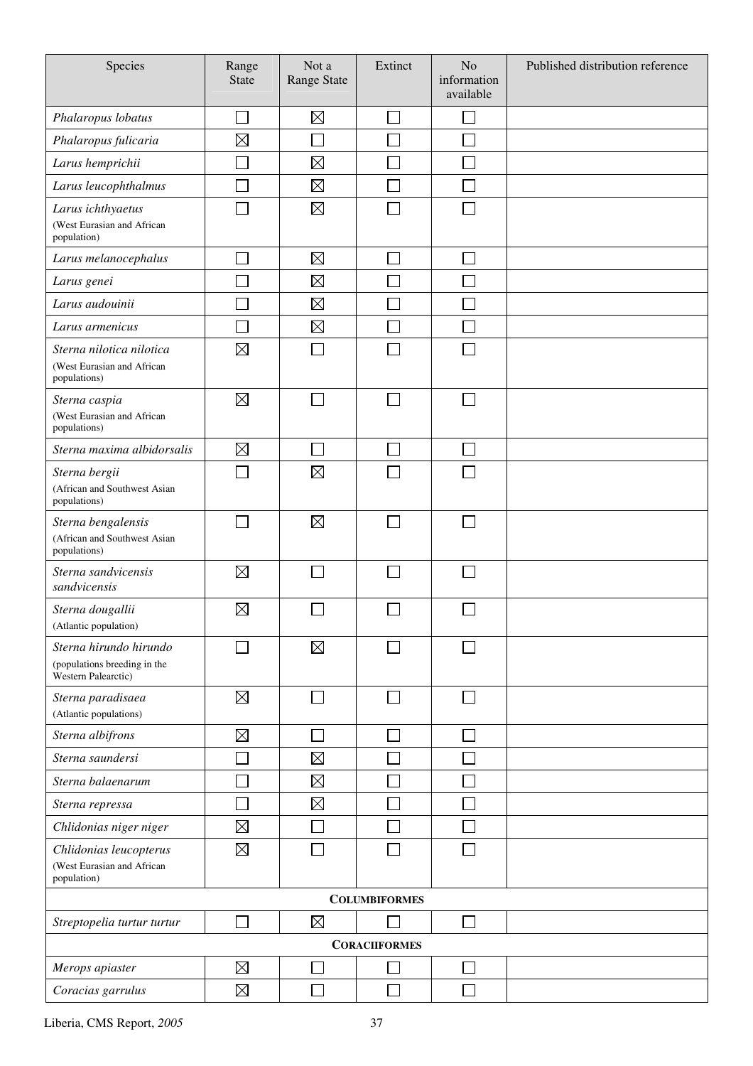| Species | Range State | Not a Range State | Extinct | No information available | Published distribution reference |
|---|---|---|---|---|---|
| *Phalaropus lobatus* | ☐ | ☒ | ☐ | ☐ | |
| *Phalaropus fulicaria* | ☒ | ☐ | ☐ | ☐ | |
| *Larus hemprichii* | ☐ | ☒ | ☐ | ☐ | |
| *Larus leucophthalmus* | ☐ | ☒ | ☐ | ☐ | |
| *Larus ichthyaetus* (West Eurasian and African population) | ☐ | ☒ | ☐ | ☐ | |
| *Larus melanocephalus* | ☐ | ☒ | ☐ | ☐ | |
| *Larus genei* | ☐ | ☒ | ☐ | ☐ | |
| *Larus audouinii* | ☐ | ☒ | ☐ | ☐ | |
| *Larus armenicus* | ☐ | ☒ | ☐ | ☐ | |
| *Sterna nilotica nilotica* (West Eurasian and African populations) | ☒ | ☐ | ☐ | ☐ | |
| *Sterna caspia* (West Eurasian and African populations) | ☒ | ☐ | ☐ | ☐ | |
| *Sterna maxima albidorsalis* | ☒ | ☐ | ☐ | ☐ | |
| *Sterna bergii* (African and Southwest Asian populations) | ☐ | ☒ | ☐ | ☐ | |
| *Sterna bengalensis* (African and Southwest Asian populations) | ☐ | ☒ | ☐ | ☐ | |
| *Sterna sandvicensis sandvicensis* | ☒ | ☐ | ☐ | ☐ | |
| *Sterna dougallii* (Atlantic population) | ☒ | ☐ | ☐ | ☐ | |
| *Sterna hirundo hirundo* (populations breeding in the Western Palearctic) | ☐ | ☒ | ☐ | ☐ | |
| *Sterna paradisaea* (Atlantic populations) | ☒ | ☐ | ☐ | ☐ | |
| *Sterna albifrons* | ☒ | ☐ | ☐ | ☐ | |
| *Sterna saundersi* | ☐ | ☒ | ☐ | ☐ | |
| *Sterna balaenarum* | ☐ | ☒ | ☐ | ☐ | |
| *Sterna repressa* | ☐ | ☒ | ☐ | ☐ | |
| *Chlidonias niger niger* | ☒ | ☐ | ☐ | ☐ | |
| *Chlidonias leucopterus* (West Eurasian and African population) | ☒ | ☐ | ☐ | ☐ | |
| **COLUMBIFORMES** | | | | | |
| *Streptopelia turtur turtur* | ☐ | ☒ | ☐ | ☐ | |
| **CORACIIFORMES** | | | | | |
| *Merops apiaster* | ☒ | ☐ | ☐ | ☐ | |
| *Coracias garrulus* | ☒ | ☐ | ☐ | ☐ | |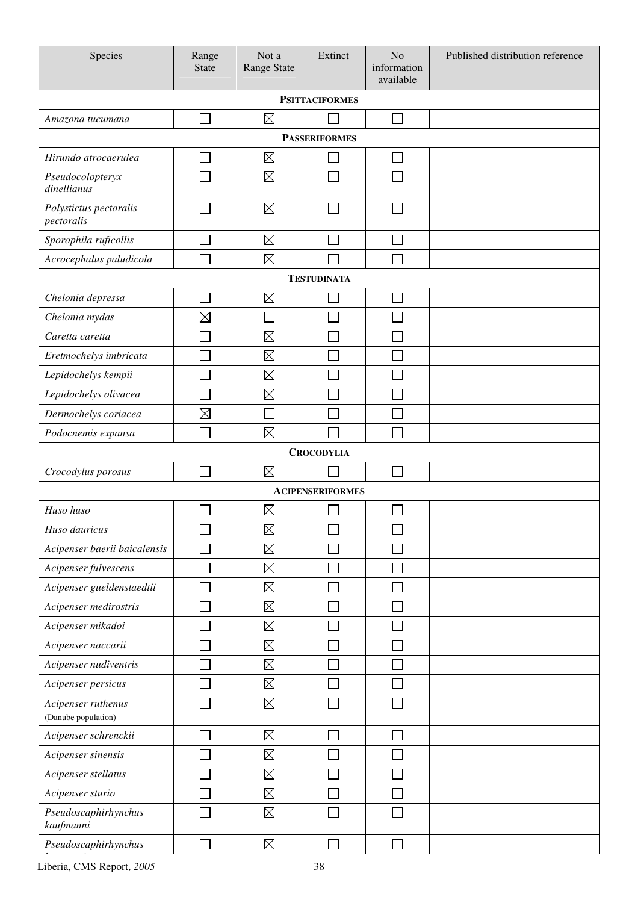| Species | Range State | Not a Range State | Extinct | No information available | Published distribution reference |
|---|---|---|---|---|---|
| **PSITTACIFORMES** | | | | | |
| *Amazona tucumana* | ☐ | ☒ | ☐ | ☐ | |
| **PASSERIFORMES** | | | | | |
| *Hirundo atrocaerulea* | ☐ | ☒ | ☐ | ☐ | |
| *Pseudocolopteryx dinellianus* | ☐ | ☒ | ☐ | ☐ | |
| *Polystictus pectoralis pectoralis* | ☐ | ☒ | ☐ | ☐ | |
| *Sporophila ruficollis* | ☐ | ☒ | ☐ | ☐ | |
| *Acrocephalus paludicola* | ☐ | ☒ | ☐ | ☐ | |
| **TESTUDINATA** | | | | | |
| *Chelonia depressa* | ☐ | ☒ | ☐ | ☐ | |
| *Chelonia mydas* | ☒ | ☐ | ☐ | ☐ | |
| *Caretta caretta* | ☐ | ☒ | ☐ | ☐ | |
| *Eretmochelys imbricata* | ☐ | ☒ | ☐ | ☐ | |
| *Lepidochelys kempii* | ☐ | ☒ | ☐ | ☐ | |
| *Lepidochelys olivacea* | ☐ | ☒ | ☐ | ☐ | |
| *Dermochelys coriacea* | ☒ | ☐ | ☐ | ☐ | |
| *Podocnemis expansa* | ☐ | ☒ | ☐ | ☐ | |
| **CROCODYLIA** | | | | | |
| *Crocodylus porosus* | ☐ | ☒ | ☐ | ☐ | |
| **ACIPENSERIFORMES** | | | | | |
| *Huso huso* | ☐ | ☒ | ☐ | ☐ | |
| *Huso dauricus* | ☐ | ☒ | ☐ | ☐ | |
| *Acipenser baerii baicalensis* | ☐ | ☒ | ☐ | ☐ | |
| *Acipenser fulvescens* | ☐ | ☒ | ☐ | ☐ | |
| *Acipenser gueldenstaedtii* | ☐ | ☒ | ☐ | ☐ | |
| *Acipenser medirostris* | ☐ | ☒ | ☐ | ☐ | |
| *Acipenser mikadoi* | ☐ | ☒ | ☐ | ☐ | |
| *Acipenser naccarii* | ☐ | ☒ | ☐ | ☐ | |
| *Acipenser nudiventris* | ☐ | ☒ | ☐ | ☐ | |
| *Acipenser persicus* | ☐ | ☒ | ☐ | ☐ | |
| *Acipenser ruthenus* (Danube population) | ☐ | ☒ | ☐ | ☐ | |
| *Acipenser schrenckii* | ☐ | ☒ | ☐ | ☐ | |
| *Acipenser sinensis* | ☐ | ☒ | ☐ | ☐ | |
| *Acipenser stellatus* | ☐ | ☒ | ☐ | ☐ | |
| *Acipenser sturio* | ☐ | ☒ | ☐ | ☐ | |
| *Pseudoscaphirhynchus kaufmanni* | ☐ | ☒ | ☐ | ☐ | |
| *Pseudoscaphirhynchus* | ☐ | ☒ | ☐ | ☐ | |

Liberia, CMS Report, *2005*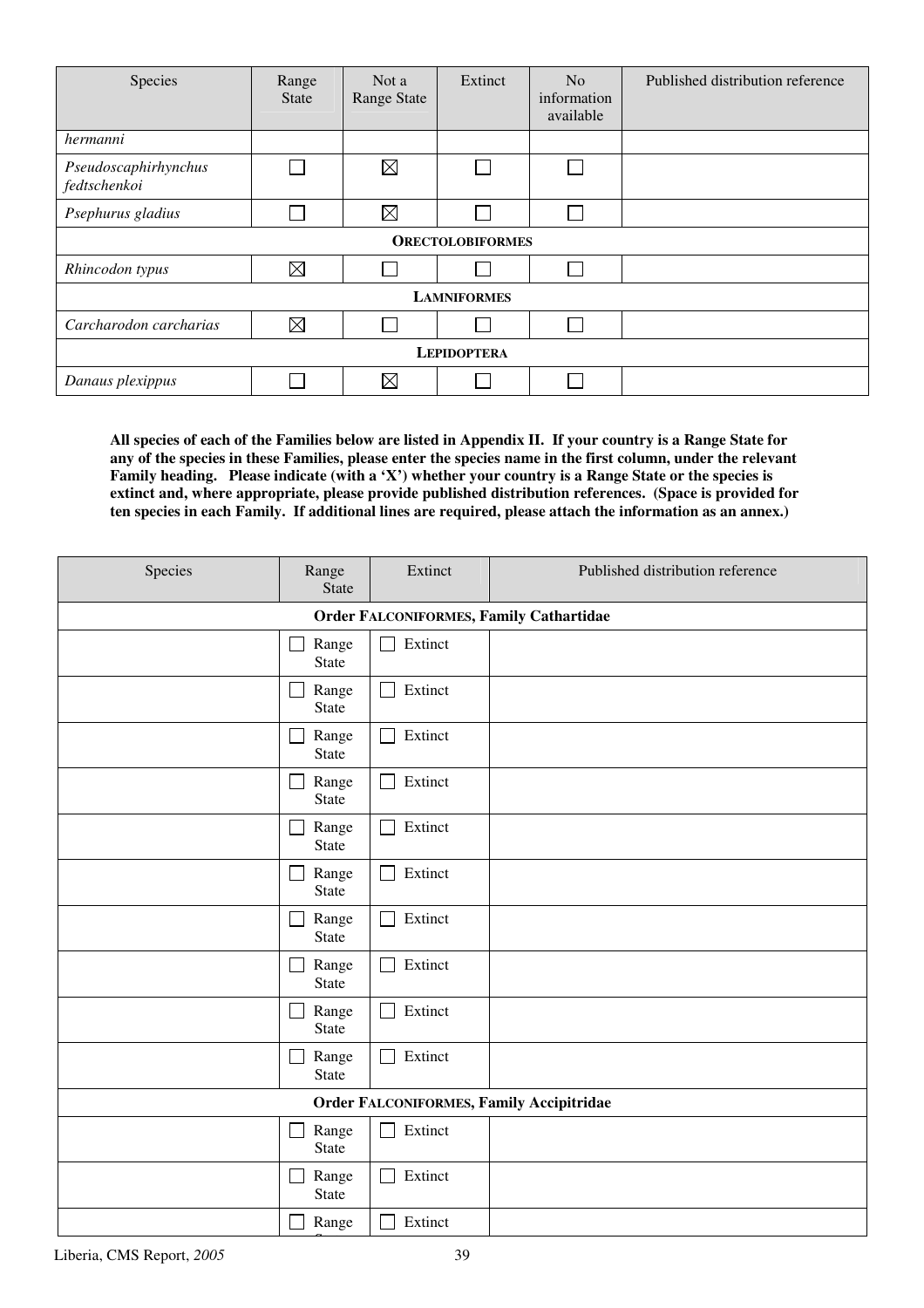| Species | Range State | Not a Range State | Extinct | No information available | Published distribution reference |
|---|---|---|---|---|---|
| *hermanni* | | | | | |
| *Pseudoscaphirhynchus fedtschenkoi* | ☐ | ☒ | ☐ | ☐ | |
| *Psephurus gladius* | ☐ | ☒ | ☐ | ☐ | |
| **ORECTOLOBIFORMES** | | | | | |
| *Rhincodon typus* | ☒ | ☐ | ☐ | ☐ | |
| **LAMNIFORMES** | | | | | |
| *Carcharodon carcharias* | ☒ | ☐ | ☐ | ☐ | |
| **LEPIDOPTERA** | | | | | |
| *Danaus plexippus* | ☐ | ☒ | ☐ | ☐ | |

**All species of each of the Families below are listed in Appendix II. If your country is a Range State for any of the species in these Families, please enter the species name in the first column, under the relevant Family heading. Please indicate (with a 'X') whether your country is a Range State or the species is extinct and, where appropriate, please provide published distribution references. (Space is provided for ten species in each Family. If additional lines are required, please attach the information as an annex.)**

| Species | Range State | Extinct | Published distribution reference |
|---|---|---|---|
| **Order FALCONIFORMES, Family Cathartidae** | | | |
| | ☐ Range State | ☐ Extinct | |
| | ☐ Range State | ☐ Extinct | |
| | ☐ Range State | ☐ Extinct | |
| | ☐ Range State | ☐ Extinct | |
| | ☐ Range State | ☐ Extinct | |
| | ☐ Range State | ☐ Extinct | |
| | ☐ Range State | ☐ Extinct | |
| | ☐ Range State | ☐ Extinct | |
| | ☐ Range State | ☐ Extinct | |
| | ☐ Range State | ☐ Extinct | |
| **Order FALCONIFORMES, Family Accipitridae** | | | |
| | ☐ Range State | ☐ Extinct | |
| | ☐ Range State | ☐ Extinct | |
| | ☐ Range State | ☐ Extinct | |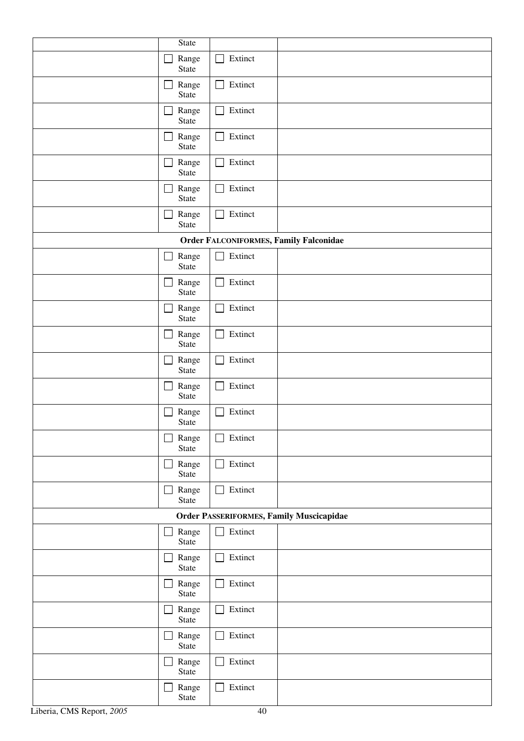| | State | | |
|---|---|---|---|
| | ☐ Range State | ☐ Extinct | |
| | ☐ Range State | ☐ Extinct | |
| | ☐ Range State | ☐ Extinct | |
| | ☐ Range State | ☐ Extinct | |
| | ☐ Range State | ☐ Extinct | |
| | ☐ Range State | ☐ Extinct | |
| | ☐ Range State | ☐ Extinct | |
| **Order FALCONIFORMES, Family Falconidae** | | | |
| | ☐ Range State | ☐ Extinct | |
| | ☐ Range State | ☐ Extinct | |
| | ☐ Range State | ☐ Extinct | |
| | ☐ Range State | ☐ Extinct | |
| | ☐ Range State | ☐ Extinct | |
| | ☐ Range State | ☐ Extinct | |
| | ☐ Range State | ☐ Extinct | |
| | ☐ Range State | ☐ Extinct | |
| | ☐ Range State | ☐ Extinct | |
| | ☐ Range State | ☐ Extinct | |
| **Order PASSERIFORMES, Family Muscicapidae** | | | |
| | ☐ Range State | ☐ Extinct | |
| | ☐ Range State | ☐ Extinct | |
| | ☐ Range State | ☐ Extinct | |
| | ☐ Range State | ☐ Extinct | |
| | ☐ Range State | ☐ Extinct | |
| | ☐ Range State | ☐ Extinct | |
| | ☐ Range State | ☐ Extinct | |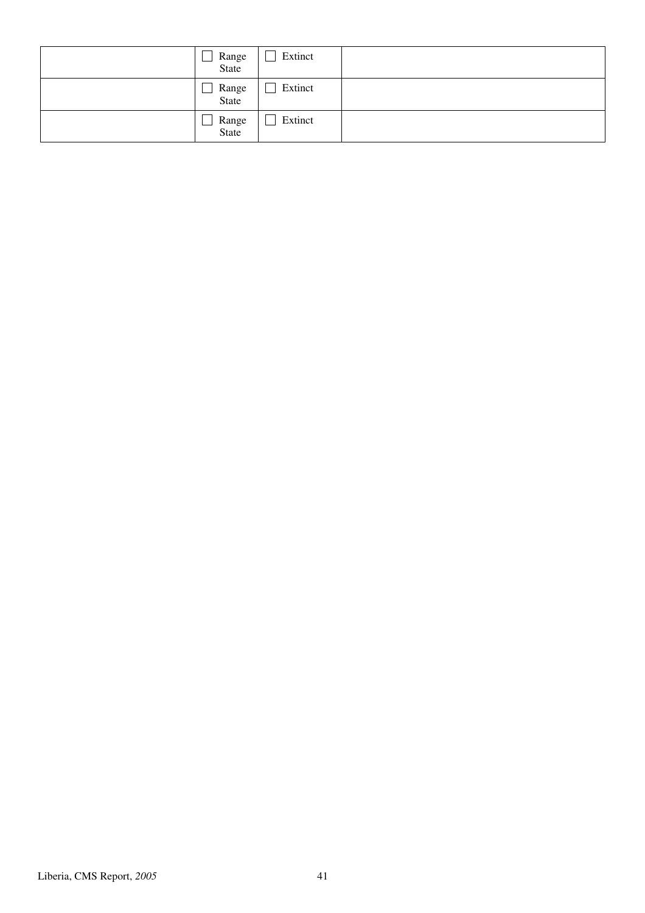| | | | |
|---|---|---|---|
| | ☐ Range State | ☐ Extinct | |
| | ☐ Range State | ☐ Extinct | |
| | ☐ Range State | ☐ Extinct | |